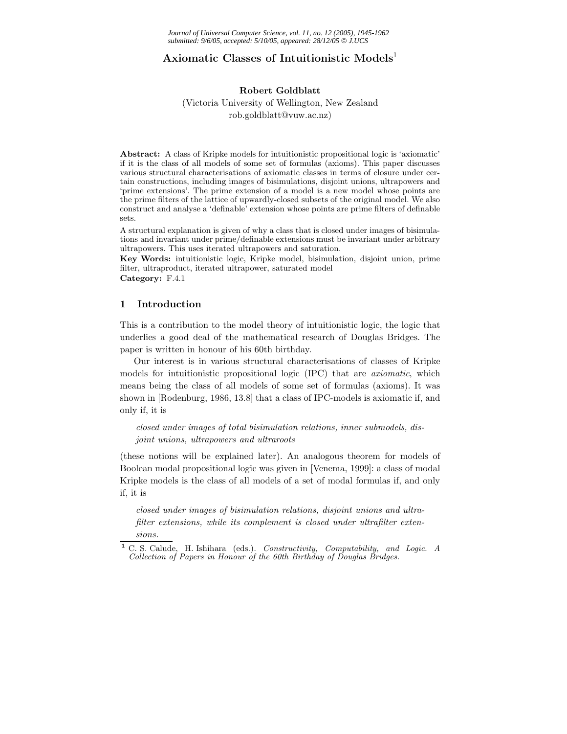# Axiomatic Classes of Intuitionistic Models[1]

**Robert Goldblatt**
(Victoria University of Wellington, New Zealand
rob.goldblatt@vuw.ac.nz)

**Abstract:** A class of Kripke models for intuitionistic propositional logic is 'axiomatic' if it is the class of all models of some set of formulas (axioms). This paper discusses various structural characterisations of axiomatic classes in terms of closure under certain constructions, including images of bisimulations, disjoint unions, ultrapowers and 'prime extensions'. The prime extension of a model is a new model whose points are the prime filters of the lattice of upwardly-closed subsets of the original model. We also construct and analyse a 'definable' extension whose points are prime filters of definable sets.

A structural explanation is given of why a class that is closed under images of bisimulations and invariant under prime/definable extensions must be invariant under arbitrary ultrapowers. This uses iterated ultrapowers and saturation.

**Key Words:** intuitionistic logic, Kripke model, bisimulation, disjoint union, prime filter, ultraproduct, iterated ultrapower, saturated model

**Category:** F.4.1

## 1 Introduction

This is a contribution to the model theory of intuitionistic logic, the logic that underlies a good deal of the mathematical research of Douglas Bridges. The paper is written in honour of his 60th birthday.

Our interest is in various structural characterisations of classes of Kripke models for intuitionistic propositional logic (IPC) that are *axiomatic*, which means being the class of all models of some set of formulas (axioms). It was shown in [Rodenburg, 1986, 13.8] that a class of IPC-models is axiomatic if, and only if, it is

> *closed under images of total bisimulation relations, inner submodels, disjoint unions, ultrapowers and ultraroots*

(these notions will be explained later). An analogous theorem for models of Boolean modal propositional logic was given in [Venema, 1999]: a class of modal Kripke models is the class of all models of a set of modal formulas if, and only if, it is

> *closed under images of bisimulation relations, disjoint unions and ultrafilter extensions, while its complement is closed under ultrafilter extensions.*

[1] C. S. Calude, H. Ishihara (eds.). *Constructivity, Computability, and Logic. A Collection of Papers in Honour of the 60th Birthday of Douglas Bridges.*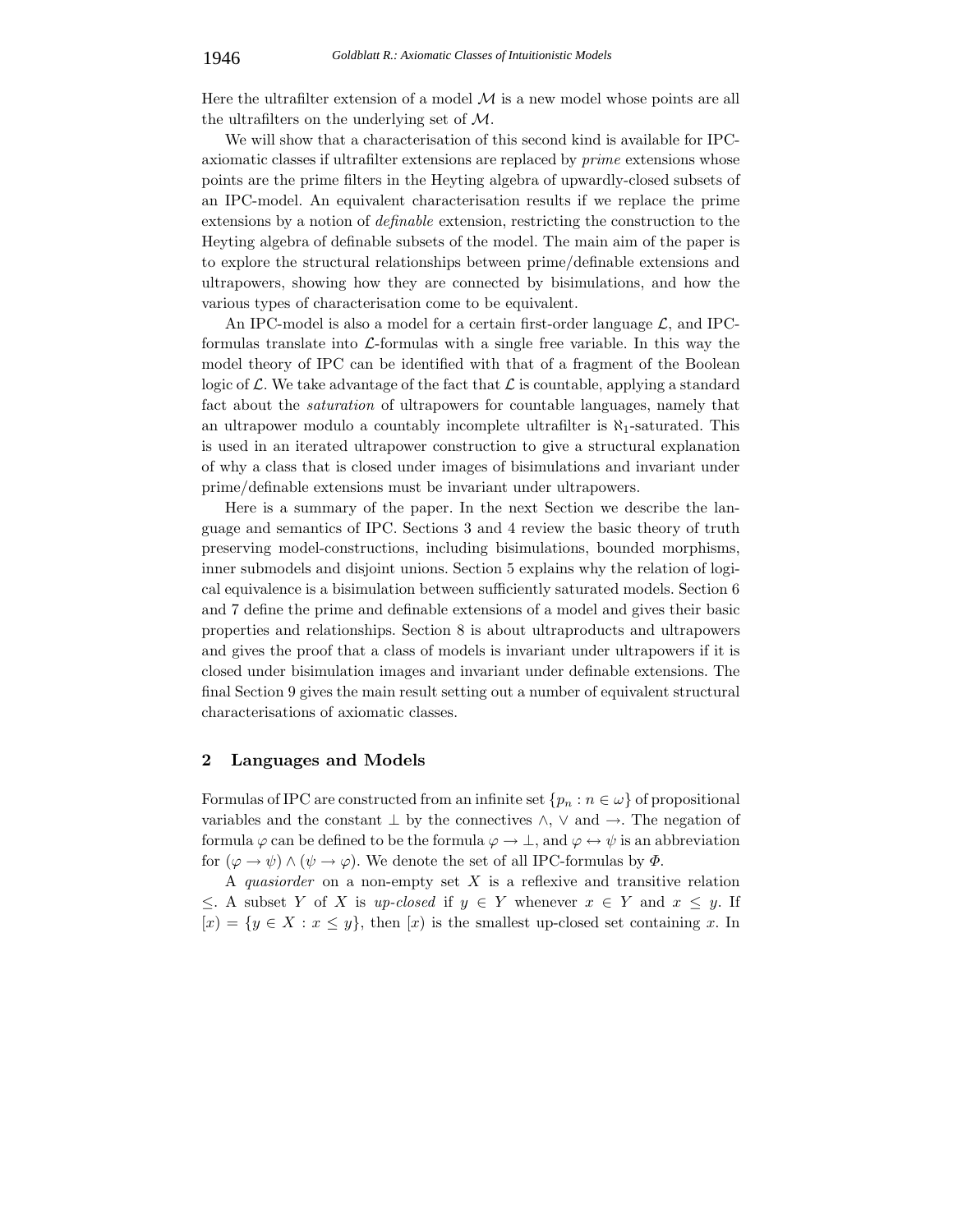Here the ultrafilter extension of a model $\mathcal{M}$ is a new model whose points are all the ultrafilters on the underlying set of $\mathcal{M}$.

We will show that a characterisation of this second kind is available for IPC-axiomatic classes if ultrafilter extensions are replaced by *prime* extensions whose points are the prime filters in the Heyting algebra of upwardly-closed subsets of an IPC-model. An equivalent characterisation results if we replace the prime extensions by a notion of *definable* extension, restricting the construction to the Heyting algebra of definable subsets of the model. The main aim of the paper is to explore the structural relationships between prime/definable extensions and ultrapowers, showing how they are connected by bisimulations, and how the various types of characterisation come to be equivalent.

An IPC-model is also a model for a certain first-order language $\mathcal{L}$, and IPC-formulas translate into $\mathcal{L}$-formulas with a single free variable. In this way the model theory of IPC can be identified with that of a fragment of the Boolean logic of $\mathcal{L}$. We take advantage of the fact that $\mathcal{L}$ is countable, applying a standard fact about the *saturation* of ultrapowers for countable languages, namely that an ultrapower modulo a countably incomplete ultrafilter is $\aleph_1$-saturated. This is used in an iterated ultrapower construction to give a structural explanation of why a class that is closed under images of bisimulations and invariant under prime/definable extensions must be invariant under ultrapowers.

Here is a summary of the paper. In the next Section we describe the language and semantics of IPC. Sections 3 and 4 review the basic theory of truth preserving model-constructions, including bisimulations, bounded morphisms, inner submodels and disjoint unions. Section 5 explains why the relation of logical equivalence is a bisimulation between sufficiently saturated models. Section 6 and 7 define the prime and definable extensions of a model and gives their basic properties and relationships. Section 8 is about ultraproducts and ultrapowers and gives the proof that a class of models is invariant under ultrapowers if it is closed under bisimulation images and invariant under definable extensions. The final Section 9 gives the main result setting out a number of equivalent structural characterisations of axiomatic classes.

## 2 Languages and Models

Formulas of IPC are constructed from an infinite set $\{p_n : n \in \omega\}$ of propositional variables and the constant $\bot$ by the connectives $\wedge$, $\vee$ and $\to$. The negation of formula $\varphi$ can be defined to be the formula $\varphi \to \bot$, and $\varphi \leftrightarrow \psi$ is an abbreviation for $(\varphi \to \psi) \wedge (\psi \to \varphi)$. We denote the set of all IPC-formulas by $\Phi$.

A *quasiorder* on a non-empty set $X$ is a reflexive and transitive relation $\leq$. A subset $Y$ of $X$ is *up-closed* if $y \in Y$ whenever $x \in Y$ and $x \leq y$. If $[x) = \{y \in X : x \leq y\}$, then $[x)$ is the smallest up-closed set containing $x$. In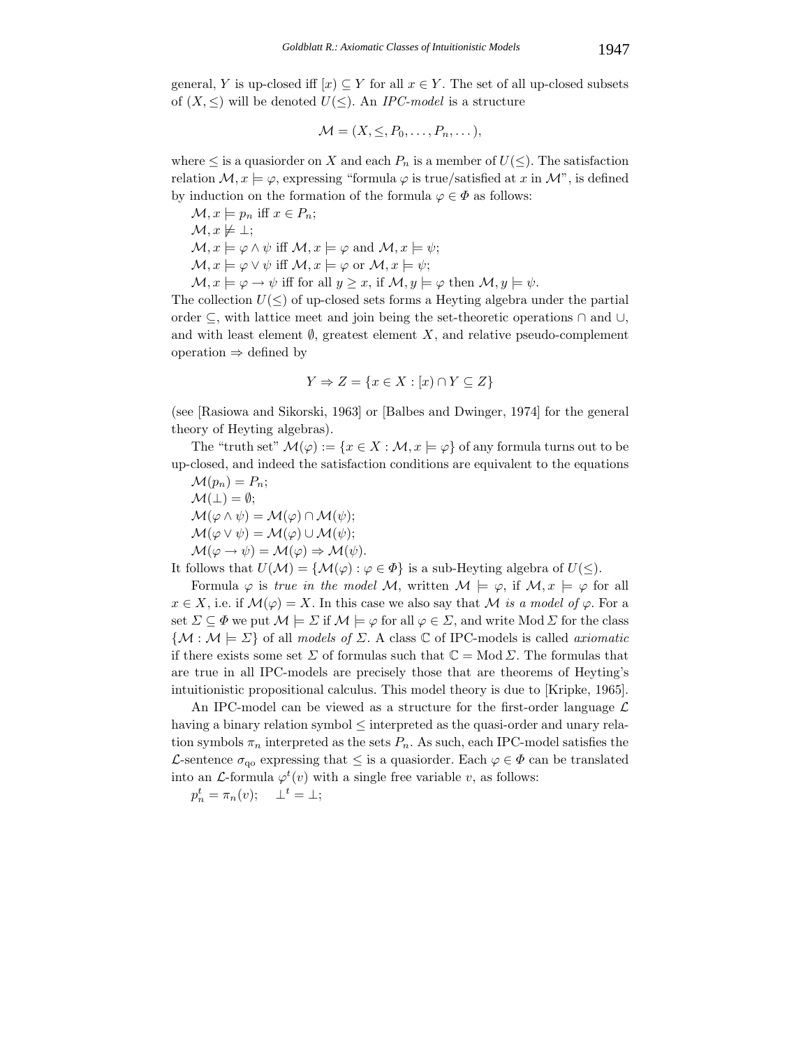general, $Y$ is up-closed iff $[x) \subseteq Y$ for all $x \in Y$. The set of all up-closed subsets of $(X, \leq)$ will be denoted $U(\leq)$. An *IPC-model* is a structure

$$\mathcal{M} = (X, \leq, P_0, \ldots, P_n, \ldots),$$

where $\leq$ is a quasiorder on $X$ and each $P_n$ is a member of $U(\leq)$. The satisfaction relation $\mathcal{M}, x \models \varphi$, expressing "formula $\varphi$ is true/satisfied at $x$ in $\mathcal{M}$", is defined by induction on the formation of the formula $\varphi \in \Phi$ as follows:

$\mathcal{M}, x \models p_n$ iff $x \in P_n$;
$\mathcal{M}, x \not\models \bot$;
$\mathcal{M}, x \models \varphi \wedge \psi$ iff $\mathcal{M}, x \models \varphi$ and $\mathcal{M}, x \models \psi$;
$\mathcal{M}, x \models \varphi \vee \psi$ iff $\mathcal{M}, x \models \varphi$ or $\mathcal{M}, x \models \psi$;
$\mathcal{M}, x \models \varphi \to \psi$ iff for all $y \geq x$, if $\mathcal{M}, y \models \varphi$ then $\mathcal{M}, y \models \psi$.

The collection $U(\leq)$ of up-closed sets forms a Heyting algebra under the partial order $\subseteq$, with lattice meet and join being the set-theoretic operations $\cap$ and $\cup$, and with least element $\emptyset$, greatest element $X$, and relative pseudo-complement operation $\Rightarrow$ defined by

$$Y \Rightarrow Z = \{x \in X : [x) \cap Y \subseteq Z\}$$

(see [Rasiowa and Sikorski, 1963] or [Balbes and Dwinger, 1974] for the general theory of Heyting algebras).

The "truth set" $\mathcal{M}(\varphi) := \{x \in X : \mathcal{M}, x \models \varphi\}$ of any formula turns out to be up-closed, and indeed the satisfaction conditions are equivalent to the equations

$\mathcal{M}(p_n) = P_n$;
$\mathcal{M}(\bot) = \emptyset$;
$\mathcal{M}(\varphi \wedge \psi) = \mathcal{M}(\varphi) \cap \mathcal{M}(\psi)$;
$\mathcal{M}(\varphi \vee \psi) = \mathcal{M}(\varphi) \cup \mathcal{M}(\psi)$;
$\mathcal{M}(\varphi \to \psi) = \mathcal{M}(\varphi) \Rightarrow \mathcal{M}(\psi)$.

It follows that $U(\mathcal{M}) = \{\mathcal{M}(\varphi) : \varphi \in \Phi\}$ is a sub-Heyting algebra of $U(\leq)$.

Formula $\varphi$ is *true in the model* $\mathcal{M}$, written $\mathcal{M} \models \varphi$, if $\mathcal{M}, x \models \varphi$ for all $x \in X$, i.e. if $\mathcal{M}(\varphi) = X$. In this case we also say that $\mathcal{M}$ *is a model of* $\varphi$. For a set $\Sigma \subseteq \Phi$ we put $\mathcal{M} \models \Sigma$ if $\mathcal{M} \models \varphi$ for all $\varphi \in \Sigma$, and write $\mathrm{Mod}\,\Sigma$ for the class $\{\mathcal{M} : \mathcal{M} \models \Sigma\}$ of all *models of* $\Sigma$. A class $\mathbb{C}$ of IPC-models is called *axiomatic* if there exists some set $\Sigma$ of formulas such that $\mathbb{C} = \mathrm{Mod}\,\Sigma$. The formulas that are true in all IPC-models are precisely those that are theorems of Heyting's intuitionistic propositional calculus. This model theory is due to [Kripke, 1965].

An IPC-model can be viewed as a structure for the first-order language $\mathcal{L}$ having a binary relation symbol $\leq$ interpreted as the quasi-order and unary relation symbols $\pi_n$ interpreted as the sets $P_n$. As such, each IPC-model satisfies the $\mathcal{L}$-sentence $\sigma_{\text{qo}}$ expressing that $\leq$ is a quasiorder. Each $\varphi \in \Phi$ can be translated into an $\mathcal{L}$-formula $\varphi^t(v)$ with a single free variable $v$, as follows:

$p_n^t = \pi_n(v)$; $\quad \bot^t = \bot$;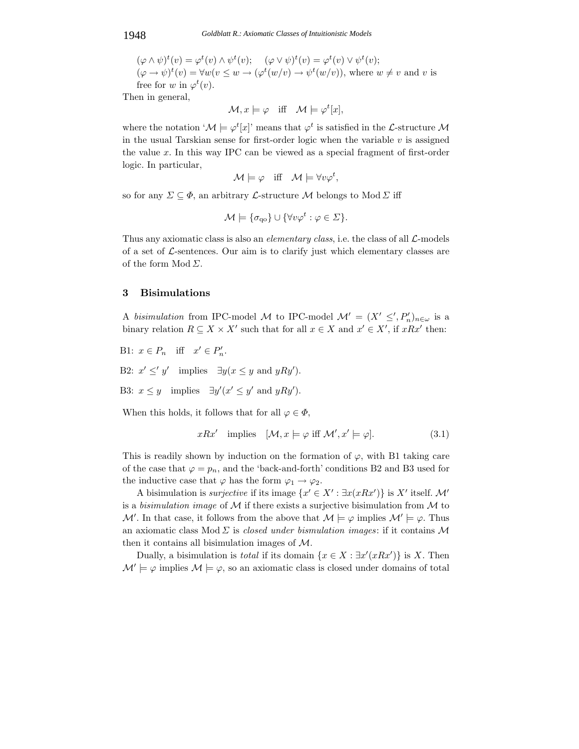$(\varphi \wedge \psi)^t(v) = \varphi^t(v) \wedge \psi^t(v)$; $\quad (\varphi \vee \psi)^t(v) = \varphi^t(v) \vee \psi^t(v)$;
$(\varphi \to \psi)^t(v) = \forall w(v \leq w \to (\varphi^t(w/v) \to \psi^t(w/v))$, where $w \neq v$ and $v$ is free for $w$ in $\varphi^t(v)$.

Then in general,

$$\mathcal{M}, x \models \varphi \quad \text{iff} \quad \mathcal{M} \models \varphi^t[x],$$

where the notation '$\mathcal{M} \models \varphi^t[x]$' means that $\varphi^t$ is satisfied in the $\mathcal{L}$-structure $\mathcal{M}$ in the usual Tarskian sense for first-order logic when the variable $v$ is assigned the value $x$. In this way IPC can be viewed as a special fragment of first-order logic. In particular,

$$\mathcal{M} \models \varphi \quad \text{iff} \quad \mathcal{M} \models \forall v \varphi^t,$$

so for any $\Sigma \subseteq \Phi$, an arbitrary $\mathcal{L}$-structure $\mathcal{M}$ belongs to $\mathrm{Mod}\,\Sigma$ iff

$$\mathcal{M} \models \{\sigma_{\mathrm{qo}}\} \cup \{\forall v \varphi^t : \varphi \in \Sigma\}.$$

Thus any axiomatic class is also an *elementary class*, i.e. the class of all $\mathcal{L}$-models of a set of $\mathcal{L}$-sentences. Our aim is to clarify just which elementary classes are of the form $\mathrm{Mod}\,\Sigma$.

## 3 Bisimulations

A *bisimulation* from IPC-model $\mathcal{M}$ to IPC-model $\mathcal{M}' = (X' \leq', P'_n)_{n \in \omega}$ is a binary relation $R \subseteq X \times X'$ such that for all $x \in X$ and $x' \in X'$, if $xRx'$ then:

B1: $x \in P_n \quad \text{iff} \quad x' \in P'_n$.

B2: $x' \leq' y' \quad \text{implies} \quad \exists y(x \leq y \text{ and } yRy')$.

B3: $x \leq y \quad \text{implies} \quad \exists y'(x' \leq y' \text{ and } yRy')$.

When this holds, it follows that for all $\varphi \in \Phi$,

$$xRx' \quad \text{implies} \quad [\mathcal{M}, x \models \varphi \text{ iff } \mathcal{M}', x' \models \varphi]. \tag{3.1}$$

This is readily shown by induction on the formation of $\varphi$, with B1 taking care of the case that $\varphi = p_n$, and the 'back-and-forth' conditions B2 and B3 used for the inductive case that $\varphi$ has the form $\varphi_1 \to \varphi_2$.

A bisimulation is *surjective* if its image $\{x' \in X' : \exists x(xRx')\}$ is $X'$ itself. $\mathcal{M}'$ is a *bisimulation image* of $\mathcal{M}$ if there exists a surjective bisimulation from $\mathcal{M}$ to $\mathcal{M}'$. In that case, it follows from the above that $\mathcal{M} \models \varphi$ implies $\mathcal{M}' \models \varphi$. Thus an axiomatic class $\mathrm{Mod}\,\Sigma$ is *closed under bismulation images*: if it contains $\mathcal{M}$ then it contains all bisimulation images of $\mathcal{M}$.

Dually, a bisimulation is *total* if its domain $\{x \in X : \exists x'(xRx')\}$ is $X$. Then $\mathcal{M}' \models \varphi$ implies $\mathcal{M} \models \varphi$, so an axiomatic class is closed under domains of total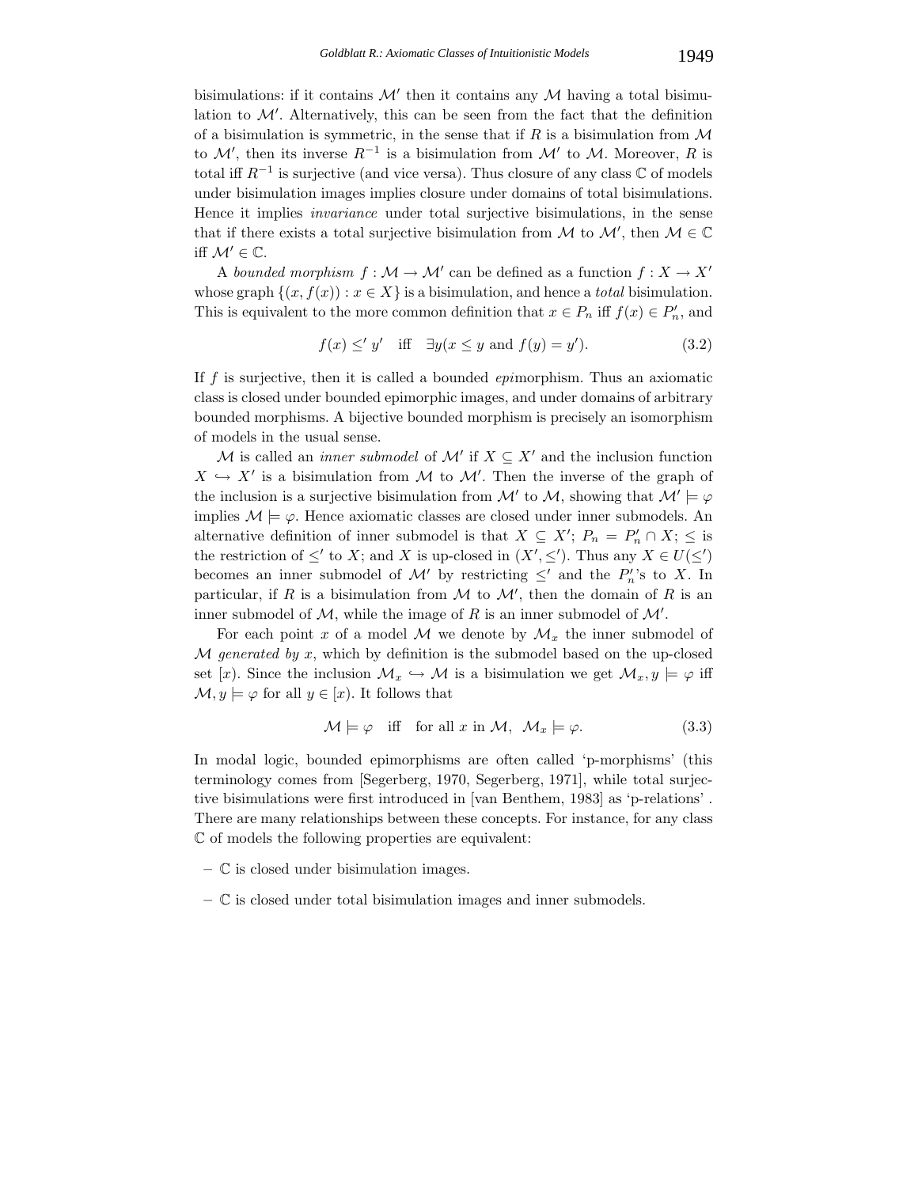bisimulations: if it contains $\mathcal{M}'$ then it contains any $\mathcal{M}$ having a total bisimulation to $\mathcal{M}'$. Alternatively, this can be seen from the fact that the definition of a bisimulation is symmetric, in the sense that if $R$ is a bisimulation from $\mathcal{M}$ to $\mathcal{M}'$, then its inverse $R^{-1}$ is a bisimulation from $\mathcal{M}'$ to $\mathcal{M}$. Moreover, $R$ is total iff $R^{-1}$ is surjective (and vice versa). Thus closure of any class $\mathbb{C}$ of models under bisimulation images implies closure under domains of total bisimulations. Hence it implies *invariance* under total surjective bisimulations, in the sense that if there exists a total surjective bisimulation from $\mathcal{M}$ to $\mathcal{M}'$, then $\mathcal{M} \in \mathbb{C}$ iff $\mathcal{M}' \in \mathbb{C}$.

A *bounded morphism* $f : \mathcal{M} \to \mathcal{M}'$ can be defined as a function $f : X \to X'$ whose graph $\{(x, f(x)) : x \in X\}$ is a bisimulation, and hence a *total* bisimulation. This is equivalent to the more common definition that $x \in P_n$ iff $f(x) \in P'_n$, and

$$f(x) \leq' y' \quad \text{iff} \quad \exists y(x \leq y \text{ and } f(y) = y'). \tag{3.2}$$

If $f$ is surjective, then it is called a bounded *epi*morphism. Thus an axiomatic class is closed under bounded epimorphic images, and under domains of arbitrary bounded morphisms. A bijective bounded morphism is precisely an isomorphism of models in the usual sense.

$\mathcal{M}$ is called an *inner submodel* of $\mathcal{M}'$ if $X \subseteq X'$ and the inclusion function $X \hookrightarrow X'$ is a bisimulation from $\mathcal{M}$ to $\mathcal{M}'$. Then the inverse of the graph of the inclusion is a surjective bisimulation from $\mathcal{M}'$ to $\mathcal{M}$, showing that $\mathcal{M}' \models \varphi$ implies $\mathcal{M} \models \varphi$. Hence axiomatic classes are closed under inner submodels. An alternative definition of inner submodel is that $X \subseteq X'$; $P_n = P'_n \cap X$; $\leq$ is the restriction of $\leq'$ to $X$; and $X$ is up-closed in $(X', \leq')$. Thus any $X \in U(\leq')$ becomes an inner submodel of $\mathcal{M}'$ by restricting $\leq'$ and the $P'_n$'s to $X$. In particular, if $R$ is a bisimulation from $\mathcal{M}$ to $\mathcal{M}'$, then the domain of $R$ is an inner submodel of $\mathcal{M}$, while the image of $R$ is an inner submodel of $\mathcal{M}'$.

For each point $x$ of a model $\mathcal{M}$ we denote by $\mathcal{M}_x$ the inner submodel of $\mathcal{M}$ *generated by* $x$, which by definition is the submodel based on the up-closed set $[x)$. Since the inclusion $\mathcal{M}_x \hookrightarrow \mathcal{M}$ is a bisimulation we get $\mathcal{M}_x, y \models \varphi$ iff $\mathcal{M}, y \models \varphi$ for all $y \in [x)$. It follows that

$$\mathcal{M} \models \varphi \quad \text{iff} \quad \text{for all } x \text{ in } \mathcal{M},\ \mathcal{M}_x \models \varphi. \tag{3.3}$$

In modal logic, bounded epimorphisms are often called 'p-morphisms' (this terminology comes from [Segerberg, 1970, Segerberg, 1971], while total surjective bisimulations were first introduced in [van Benthem, 1983] as 'p-relations' . There are many relationships between these concepts. For instance, for any class $\mathbb{C}$ of models the following properties are equivalent:

- $\mathbb{C}$ is closed under bisimulation images.
- $\mathbb{C}$ is closed under total bisimulation images and inner submodels.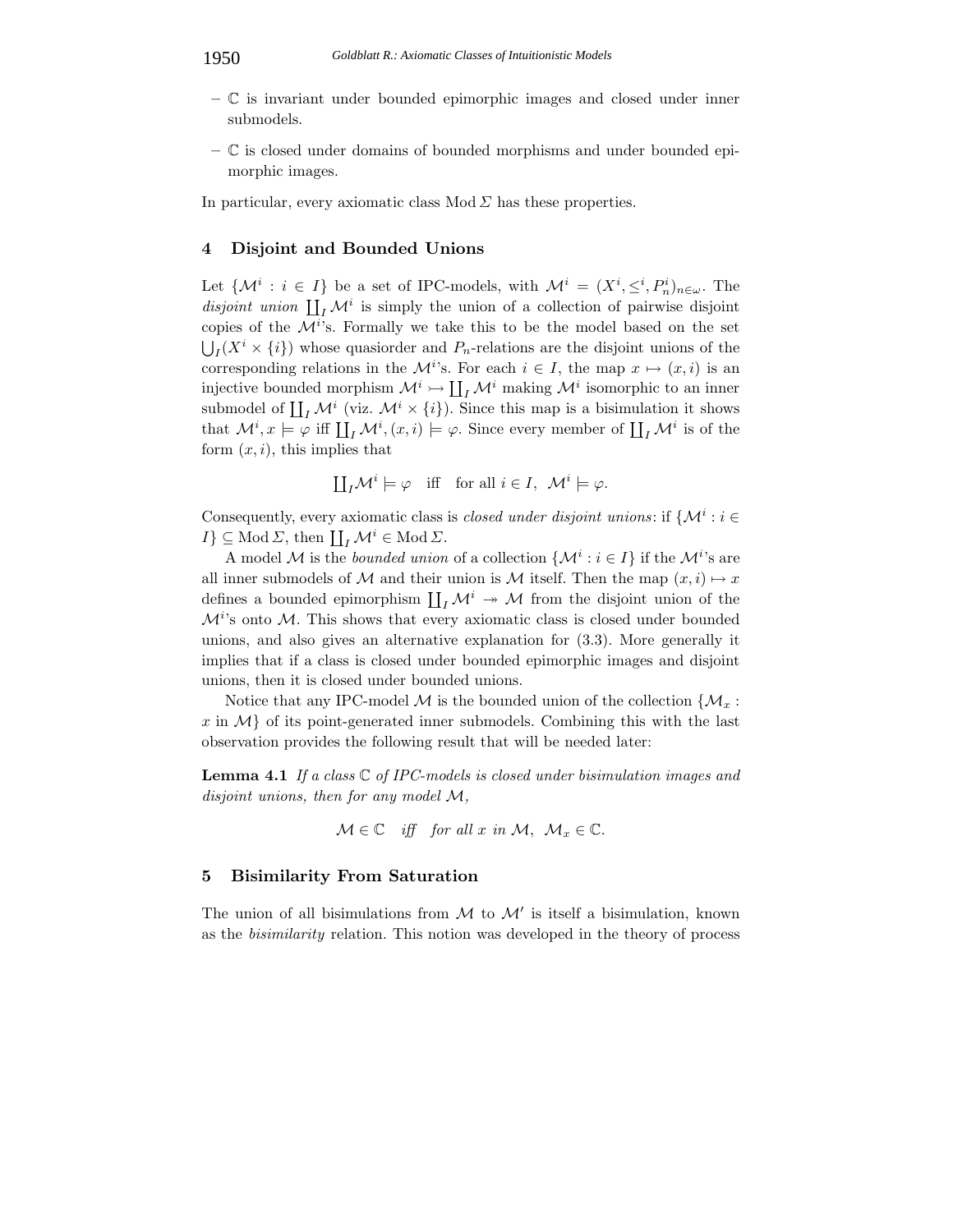- $\mathbb{C}$ is invariant under bounded epimorphic images and closed under inner submodels.
- $\mathbb{C}$ is closed under domains of bounded morphisms and under bounded epimorphic images.

In particular, every axiomatic class $\mathrm{Mod}\,\Sigma$ has these properties.

## 4 Disjoint and Bounded Unions

Let $\{\mathcal{M}^i : i \in I\}$ be a set of IPC-models, with $\mathcal{M}^i = (X^i, \leq^i, P_n^i)_{n\in\omega}$. The *disjoint union* $\coprod_I \mathcal{M}^i$ is simply the union of a collection of pairwise disjoint copies of the $\mathcal{M}^i$'s. Formally we take this to be the model based on the set $\bigcup_I (X^i \times \{i\})$ whose quasiorder and $P_n$-relations are the disjoint unions of the corresponding relations in the $\mathcal{M}^i$'s. For each $i \in I$, the map $x \mapsto (x, i)$ is an injective bounded morphism $\mathcal{M}^i \rightarrowtail \coprod_I \mathcal{M}^i$ making $\mathcal{M}^i$ isomorphic to an inner submodel of $\coprod_I \mathcal{M}^i$ (viz. $\mathcal{M}^i \times \{i\}$). Since this map is a bisimulation it shows that $\mathcal{M}^i, x \models \varphi$ iff $\coprod_I \mathcal{M}^i, (x, i) \models \varphi$. Since every member of $\coprod_I \mathcal{M}^i$ is of the form $(x, i)$, this implies that

$$\textstyle\coprod_I \mathcal{M}^i \models \varphi \quad \text{iff} \quad \text{for all } i \in I,\ \ \mathcal{M}^i \models \varphi.$$

Consequently, every axiomatic class is *closed under disjoint unions*: if $\{\mathcal{M}^i : i \in I\} \subseteq \mathrm{Mod}\,\Sigma$, then $\coprod_I \mathcal{M}^i \in \mathrm{Mod}\,\Sigma$.

A model $\mathcal{M}$ is the *bounded union* of a collection $\{\mathcal{M}^i : i \in I\}$ if the $\mathcal{M}^i$'s are all inner submodels of $\mathcal{M}$ and their union is $\mathcal{M}$ itself. Then the map $(x, i) \mapsto x$ defines a bounded epimorphism $\coprod_I \mathcal{M}^i \twoheadrightarrow \mathcal{M}$ from the disjoint union of the $\mathcal{M}^i$'s onto $\mathcal{M}$. This shows that every axiomatic class is closed under bounded unions, and also gives an alternative explanation for (3.3). More generally it implies that if a class is closed under bounded epimorphic images and disjoint unions, then it is closed under bounded unions.

Notice that any IPC-model $\mathcal{M}$ is the bounded union of the collection $\{\mathcal{M}_x : x \text{ in } \mathcal{M}\}$ of its point-generated inner submodels. Combining this with the last observation provides the following result that will be needed later:

**Lemma 4.1** *If a class $\mathbb{C}$ of IPC-models is closed under bisimulation images and disjoint unions, then for any model $\mathcal{M}$,*

$$\mathcal{M} \in \mathbb{C} \quad \textit{iff} \quad \textit{for all } x \textit{ in } \mathcal{M},\ \ \mathcal{M}_x \in \mathbb{C}.$$

## 5 Bisimilarity From Saturation

The union of all bisimulations from $\mathcal{M}$ to $\mathcal{M}'$ is itself a bisimulation, known as the *bisimilarity* relation. This notion was developed in the theory of process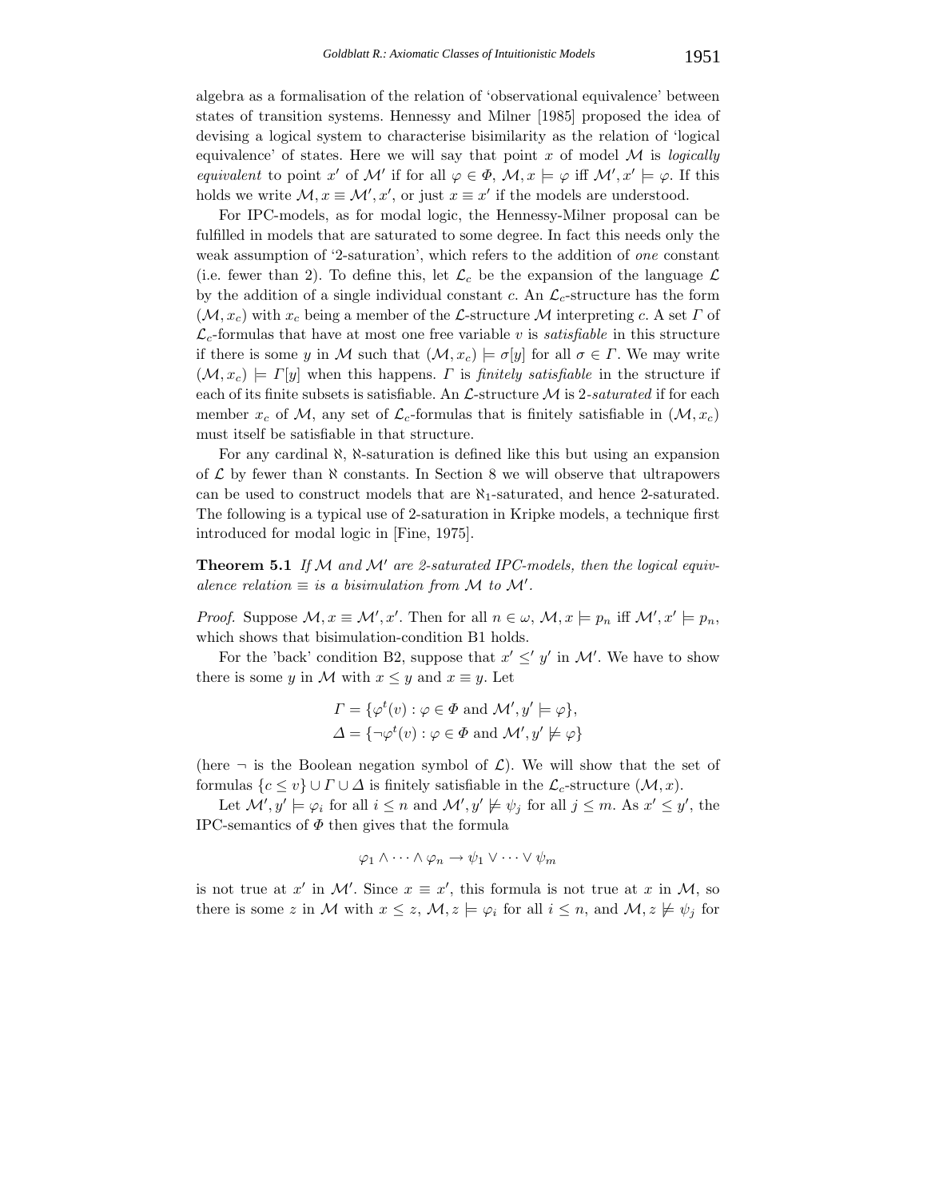algebra as a formalisation of the relation of 'observational equivalence' between states of transition systems. Hennessy and Milner [1985] proposed the idea of devising a logical system to characterise bisimilarity as the relation of 'logical equivalence' of states. Here we will say that point $x$ of model $\mathcal{M}$ is *logically equivalent* to point $x'$ of $\mathcal{M}'$ if for all $\varphi \in \Phi$, $\mathcal{M}, x \models \varphi$ iff $\mathcal{M}', x' \models \varphi$. If this holds we write $\mathcal{M}, x \equiv \mathcal{M}', x'$, or just $x \equiv x'$ if the models are understood.

For IPC-models, as for modal logic, the Hennessy-Milner proposal can be fulfilled in models that are saturated to some degree. In fact this needs only the weak assumption of '2-saturation', which refers to the addition of *one* constant (i.e. fewer than 2). To define this, let $\mathcal{L}_c$ be the expansion of the language $\mathcal{L}$ by the addition of a single individual constant $c$. An $\mathcal{L}_c$-structure has the form $(\mathcal{M}, x_c)$ with $x_c$ being a member of the $\mathcal{L}$-structure $\mathcal{M}$ interpreting $c$. A set $\Gamma$ of $\mathcal{L}_c$-formulas that have at most one free variable $v$ is *satisfiable* in this structure if there is some $y$ in $\mathcal{M}$ such that $(\mathcal{M}, x_c) \models \sigma[y]$ for all $\sigma \in \Gamma$. We may write $(\mathcal{M}, x_c) \models \Gamma[y]$ when this happens. $\Gamma$ is *finitely satisfiable* in the structure if each of its finite subsets is satisfiable. An $\mathcal{L}$-structure $\mathcal{M}$ is 2*-saturated* if for each member $x_c$ of $\mathcal{M}$, any set of $\mathcal{L}_c$-formulas that is finitely satisfiable in $(\mathcal{M}, x_c)$ must itself be satisfiable in that structure.

For any cardinal $\aleph$, $\aleph$-saturation is defined like this but using an expansion of $\mathcal{L}$ by fewer than $\aleph$ constants. In Section 8 we will observe that ultrapowers can be used to construct models that are $\aleph_1$-saturated, and hence 2-saturated. The following is a typical use of 2-saturation in Kripke models, a technique first introduced for modal logic in [Fine, 1975].

**Theorem 5.1** *If $\mathcal{M}$ and $\mathcal{M}'$ are 2-saturated IPC-models, then the logical equivalence relation $\equiv$ is a bisimulation from $\mathcal{M}$ to $\mathcal{M}'$.*

*Proof.* Suppose $\mathcal{M}, x \equiv \mathcal{M}', x'$. Then for all $n \in \omega$, $\mathcal{M}, x \models p_n$ iff $\mathcal{M}', x' \models p_n$, which shows that bisimulation-condition B1 holds.

For the 'back' condition B2, suppose that $x' \leq' y'$ in $\mathcal{M}'$. We have to show there is some $y$ in $\mathcal{M}$ with $x \leq y$ and $x \equiv y$. Let

$$\Gamma = \{\varphi^t(v) : \varphi \in \Phi \text{ and } \mathcal{M}', y' \models \varphi\},$$
$$\Delta = \{\neg\varphi^t(v) : \varphi \in \Phi \text{ and } \mathcal{M}', y' \not\models \varphi\}$$

(here $\neg$ is the Boolean negation symbol of $\mathcal{L}$). We will show that the set of formulas $\{c \leq v\} \cup \Gamma \cup \Delta$ is finitely satisfiable in the $\mathcal{L}_c$-structure $(\mathcal{M}, x)$.

Let $\mathcal{M}', y' \models \varphi_i$ for all $i \leq n$ and $\mathcal{M}', y' \not\models \psi_j$ for all $j \leq m$. As $x' \leq y'$, the IPC-semantics of $\Phi$ then gives that the formula

$$\varphi_1 \wedge \cdots \wedge \varphi_n \rightarrow \psi_1 \vee \cdots \vee \psi_m$$

is not true at $x'$ in $\mathcal{M}'$. Since $x \equiv x'$, this formula is not true at $x$ in $\mathcal{M}$, so there is some $z$ in $\mathcal{M}$ with $x \leq z$, $\mathcal{M}, z \models \varphi_i$ for all $i \leq n$, and $\mathcal{M}, z \not\models \psi_j$ for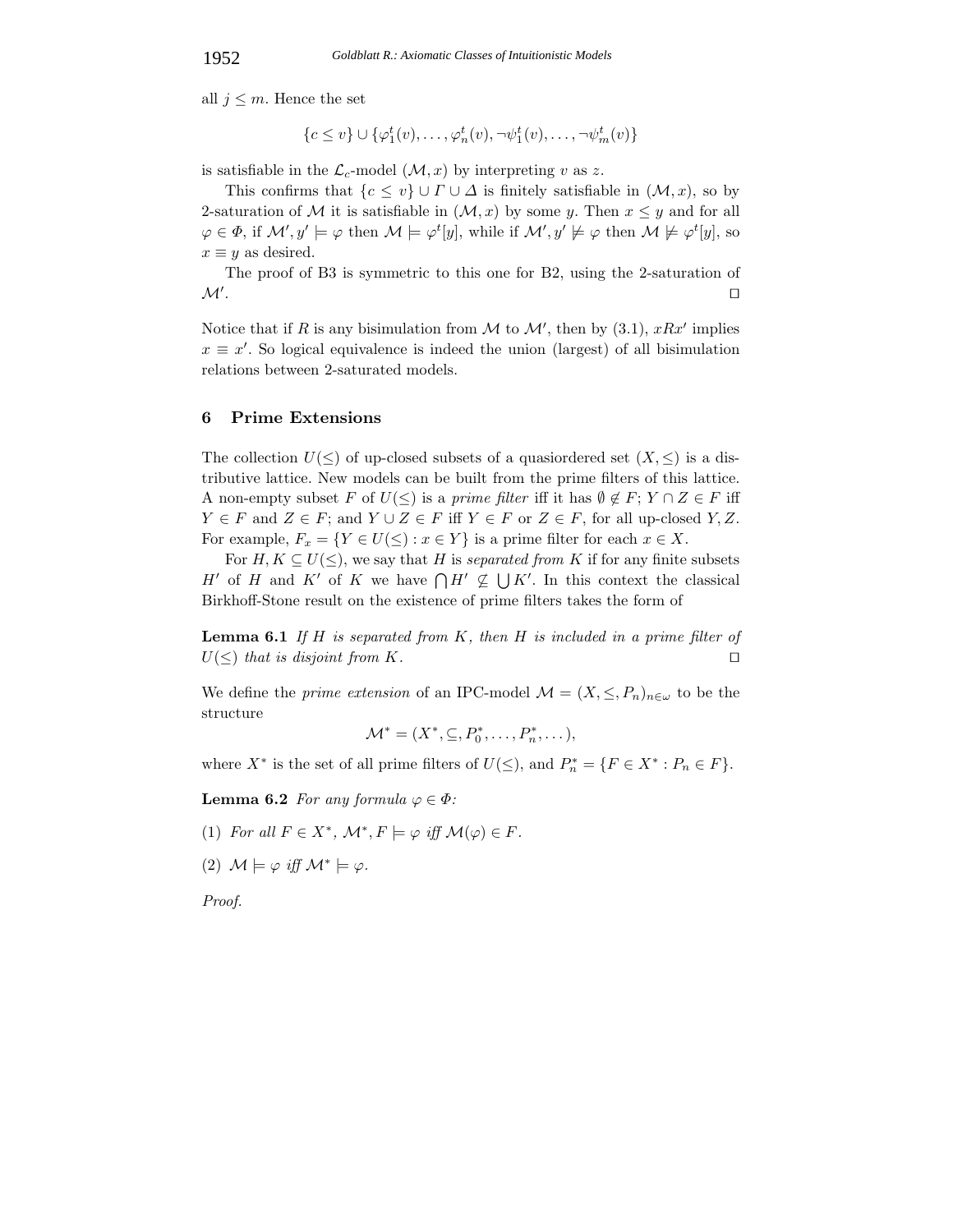all $j \leq m$. Hence the set

$$\{c \leq v\} \cup \{\varphi_1^t(v), \ldots, \varphi_n^t(v), \neg\psi_1^t(v), \ldots, \neg\psi_m^t(v)\}$$

is satisfiable in the $\mathcal{L}_c$-model $(\mathcal{M}, x)$ by interpreting $v$ as $z$.

This confirms that $\{c \leq v\} \cup \Gamma \cup \Delta$ is finitely satisfiable in $(\mathcal{M}, x)$, so by 2-saturation of $\mathcal{M}$ it is satisfiable in $(\mathcal{M}, x)$ by some $y$. Then $x \leq y$ and for all $\varphi \in \Phi$, if $\mathcal{M}', y' \models \varphi$ then $\mathcal{M} \models \varphi^t[y]$, while if $\mathcal{M}', y' \not\models \varphi$ then $\mathcal{M} \not\models \varphi^t[y]$, so $x \equiv y$ as desired.

The proof of B3 is symmetric to this one for B2, using the 2-saturation of $\mathcal{M}'$. ☐

Notice that if $R$ is any bisimulation from $\mathcal{M}$ to $\mathcal{M}'$, then by (3.1), $xRx'$ implies $x \equiv x'$. So logical equivalence is indeed the union (largest) of all bisimulation relations between 2-saturated models.

## 6 Prime Extensions

The collection $U(\leq)$ of up-closed subsets of a quasiordered set $(X, \leq)$ is a distributive lattice. New models can be built from the prime filters of this lattice. A non-empty subset $F$ of $U(\leq)$ is a *prime filter* iff it has $\emptyset \notin F$; $Y \cap Z \in F$ iff $Y \in F$ and $Z \in F$; and $Y \cup Z \in F$ iff $Y \in F$ or $Z \in F$, for all up-closed $Y, Z$. For example, $F_x = \{Y \in U(\leq) : x \in Y\}$ is a prime filter for each $x \in X$.

For $H, K \subseteq U(\leq)$, we say that $H$ is *separated from* $K$ if for any finite subsets $H'$ of $H$ and $K'$ of $K$ we have $\bigcap H' \not\subseteq \bigcup K'$. In this context the classical Birkhoff-Stone result on the existence of prime filters takes the form of

**Lemma 6.1** *If $H$ is separated from $K$, then $H$ is included in a prime filter of $U(\leq)$ that is disjoint from $K$.* ☐

We define the *prime extension* of an IPC-model $\mathcal{M} = (X, \leq, P_n)_{n \in \omega}$ to be the structure

$$\mathcal{M}^* = (X^*, \subseteq, P_0^*, \ldots, P_n^*, \ldots),$$

where $X^*$ is the set of all prime filters of $U(\leq)$, and $P_n^* = \{F \in X^* : P_n \in F\}$.

**Lemma 6.2** *For any formula $\varphi \in \Phi$:*

(1) *For all $F \in X^*$, $\mathcal{M}^*, F \models \varphi$ iff $\mathcal{M}(\varphi) \in F$.*

(2) *$\mathcal{M} \models \varphi$ iff $\mathcal{M}^* \models \varphi$.*

*Proof.*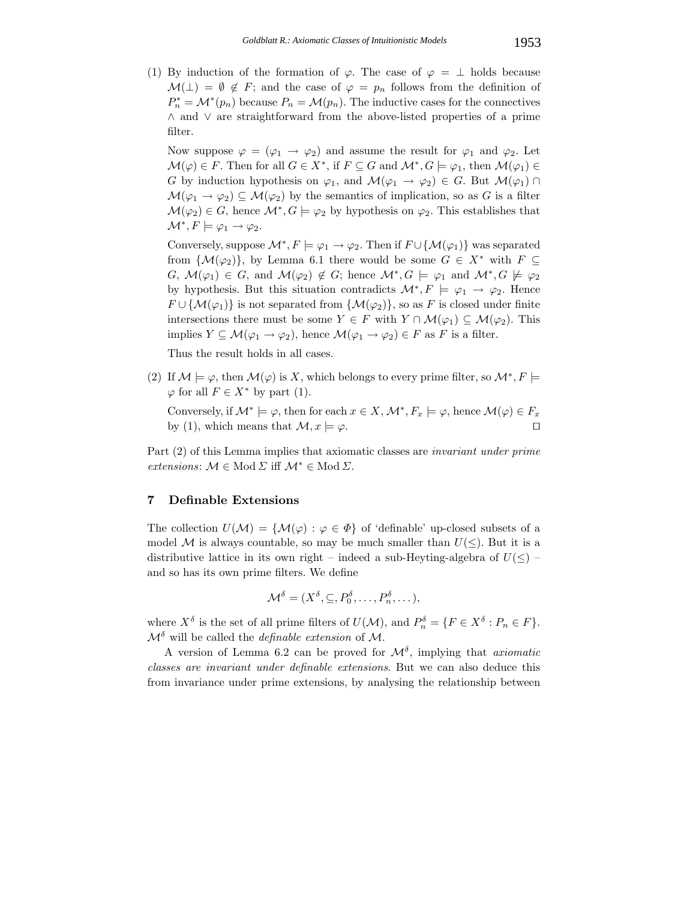(1) By induction of the formation of $\varphi$. The case of $\varphi = \bot$ holds because $\mathcal{M}(\bot) = \emptyset \notin F$; and the case of $\varphi = p_n$ follows from the definition of $P_n^* = \mathcal{M}^*(p_n)$ because $P_n = \mathcal{M}(p_n)$. The inductive cases for the connectives $\wedge$ and $\vee$ are straightforward from the above-listed properties of a prime filter.

   Now suppose $\varphi = (\varphi_1 \to \varphi_2)$ and assume the result for $\varphi_1$ and $\varphi_2$. Let $\mathcal{M}(\varphi) \in F$. Then for all $G \in X^*$, if $F \subseteq G$ and $\mathcal{M}^*, G \models \varphi_1$, then $\mathcal{M}(\varphi_1) \in G$ by induction hypothesis on $\varphi_1$, and $\mathcal{M}(\varphi_1 \to \varphi_2) \in G$. But $\mathcal{M}(\varphi_1) \cap \mathcal{M}(\varphi_1 \to \varphi_2) \subseteq \mathcal{M}(\varphi_2)$ by the semantics of implication, so as $G$ is a filter $\mathcal{M}(\varphi_2) \in G$, hence $\mathcal{M}^*, G \models \varphi_2$ by hypothesis on $\varphi_2$. This establishes that $\mathcal{M}^*, F \models \varphi_1 \to \varphi_2$.

   Conversely, suppose $\mathcal{M}^*, F \models \varphi_1 \to \varphi_2$. Then if $F \cup \{\mathcal{M}(\varphi_1)\}$ was separated from $\{\mathcal{M}(\varphi_2)\}$, by Lemma 6.1 there would be some $G \in X^*$ with $F \subseteq G$, $\mathcal{M}(\varphi_1) \in G$, and $\mathcal{M}(\varphi_2) \notin G$; hence $\mathcal{M}^*, G \models \varphi_1$ and $\mathcal{M}^*, G \not\models \varphi_2$ by hypothesis. But this situation contradicts $\mathcal{M}^*, F \models \varphi_1 \to \varphi_2$. Hence $F \cup \{\mathcal{M}(\varphi_1)\}$ is not separated from $\{\mathcal{M}(\varphi_2)\}$, so as $F$ is closed under finite intersections there must be some $Y \in F$ with $Y \cap \mathcal{M}(\varphi_1) \subseteq \mathcal{M}(\varphi_2)$. This implies $Y \subseteq \mathcal{M}(\varphi_1 \to \varphi_2)$, hence $\mathcal{M}(\varphi_1 \to \varphi_2) \in F$ as $F$ is a filter.

   Thus the result holds in all cases.

(2) If $\mathcal{M} \models \varphi$, then $\mathcal{M}(\varphi)$ is $X$, which belongs to every prime filter, so $\mathcal{M}^*, F \models \varphi$ for all $F \in X^*$ by part (1).

   Conversely, if $\mathcal{M}^* \models \varphi$, then for each $x \in X$, $\mathcal{M}^*, F_x \models \varphi$, hence $\mathcal{M}(\varphi) \in F_x$ by (1), which means that $\mathcal{M}, x \models \varphi$. ◻

Part (2) of this Lemma implies that axiomatic classes are *invariant under prime extensions*: $\mathcal{M} \in \operatorname{Mod} \Sigma$ iff $\mathcal{M}^* \in \operatorname{Mod} \Sigma$.

## 7 Definable Extensions

The collection $U(\mathcal{M}) = \{\mathcal{M}(\varphi) : \varphi \in \Phi\}$ of 'definable' up-closed subsets of a model $\mathcal{M}$ is always countable, so may be much smaller than $U(\leq)$. But it is a distributive lattice in its own right – indeed a sub-Heyting-algebra of $U(\leq)$ – and so has its own prime filters. We define

$$\mathcal{M}^\delta = (X^\delta, \subseteq, P_0^\delta, \ldots, P_n^\delta, \ldots),$$

where $X^\delta$ is the set of all prime filters of $U(\mathcal{M})$, and $P_n^\delta = \{F \in X^\delta : P_n \in F\}$. $\mathcal{M}^\delta$ will be called the *definable extension* of $\mathcal{M}$.

A version of Lemma 6.2 can be proved for $\mathcal{M}^\delta$, implying that *axiomatic classes are invariant under definable extensions*. But we can also deduce this from invariance under prime extensions, by analysing the relationship between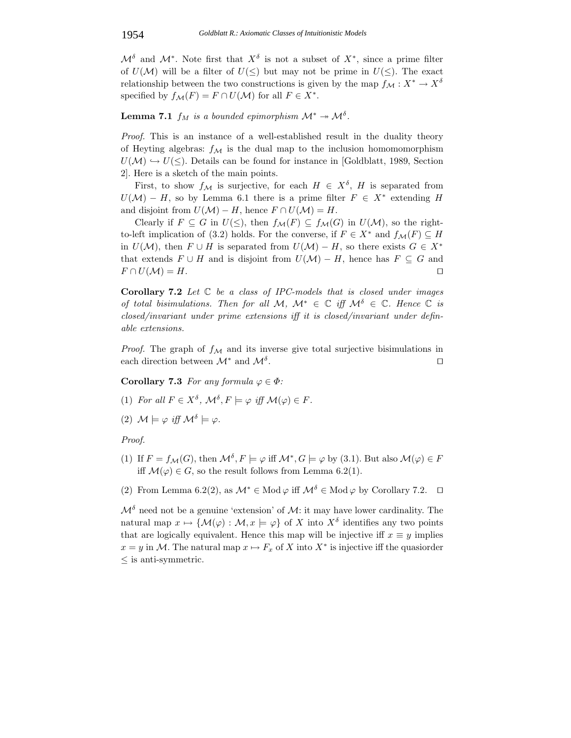$\mathcal{M}^\delta$ and $\mathcal{M}^*$. Note first that $X^\delta$ is not a subset of $X^*$, since a prime filter of $U(\mathcal{M})$ will be a filter of $U(\leq)$ but may not be prime in $U(\leq)$. The exact relationship between the two constructions is given by the map $f_\mathcal{M} : X^* \to X^\delta$ specified by $f_\mathcal{M}(F) = F \cap U(\mathcal{M})$ for all $F \in X^*$.

**Lemma 7.1** *$f_M$ is a bounded epimorphism $\mathcal{M}^* \twoheadrightarrow \mathcal{M}^\delta$.*

*Proof.* This is an instance of a well-established result in the duality theory of Heyting algebras: $f_\mathcal{M}$ is the dual map to the inclusion homomomorphism $U(\mathcal{M}) \hookrightarrow U(\leq)$. Details can be found for instance in [Goldblatt, 1989, Section 2]. Here is a sketch of the main points.

First, to show $f_\mathcal{M}$ is surjective, for each $H \in X^\delta$, $H$ is separated from $U(\mathcal{M}) - H$, so by Lemma 6.1 there is a prime filter $F \in X^*$ extending $H$ and disjoint from $U(\mathcal{M}) - H$, hence $F \cap U(\mathcal{M}) = H$.

Clearly if $F \subseteq G$ in $U(\leq)$, then $f_\mathcal{M}(F) \subseteq f_\mathcal{M}(G)$ in $U(\mathcal{M})$, so the right-to-left implication of (3.2) holds. For the converse, if $F \in X^*$ and $f_\mathcal{M}(F) \subseteq H$ in $U(\mathcal{M})$, then $F \cup H$ is separated from $U(\mathcal{M}) - H$, so there exists $G \in X^*$ that extends $F \cup H$ and is disjoint from $U(\mathcal{M}) - H$, hence has $F \subseteq G$ and $F \cap U(\mathcal{M}) = H$. ◻

**Corollary 7.2** *Let $\mathbb{C}$ be a class of IPC-models that is closed under images of total bisimulations. Then for all $\mathcal{M}$, $\mathcal{M}^* \in \mathbb{C}$ iff $\mathcal{M}^\delta \in \mathbb{C}$. Hence $\mathbb{C}$ is closed/invariant under prime extensions iff it is closed/invariant under definable extensions.*

*Proof.* The graph of $f_\mathcal{M}$ and its inverse give total surjective bisimulations in each direction between $\mathcal{M}^*$ and $\mathcal{M}^\delta$. ◻

**Corollary 7.3** *For any formula $\varphi \in \Phi$:*

(1) *For all $F \in X^\delta$, $\mathcal{M}^\delta, F \models \varphi$ iff $\mathcal{M}(\varphi) \in F$.*

(2) *$\mathcal{M} \models \varphi$ iff $\mathcal{M}^\delta \models \varphi$.*

*Proof.*

(1) If $F = f_\mathcal{M}(G)$, then $\mathcal{M}^\delta, F \models \varphi$ iff $\mathcal{M}^*, G \models \varphi$ by (3.1). But also $\mathcal{M}(\varphi) \in F$ iff $\mathcal{M}(\varphi) \in G$, so the result follows from Lemma 6.2(1).

(2) From Lemma 6.2(2), as $\mathcal{M}^* \in \mathrm{Mod}\,\varphi$ iff $\mathcal{M}^\delta \in \mathrm{Mod}\,\varphi$ by Corollary 7.2. ◻

$\mathcal{M}^\delta$ need not be a genuine 'extension' of $\mathcal{M}$: it may have lower cardinality. The natural map $x \mapsto \{\mathcal{M}(\varphi) : \mathcal{M}, x \models \varphi\}$ of $X$ into $X^\delta$ identifies any two points that are logically equivalent. Hence this map will be injective iff $x \equiv y$ implies $x = y$ in $\mathcal{M}$. The natural map $x \mapsto F_x$ of $X$ into $X^*$ is injective iff the quasiorder $\leq$ is anti-symmetric.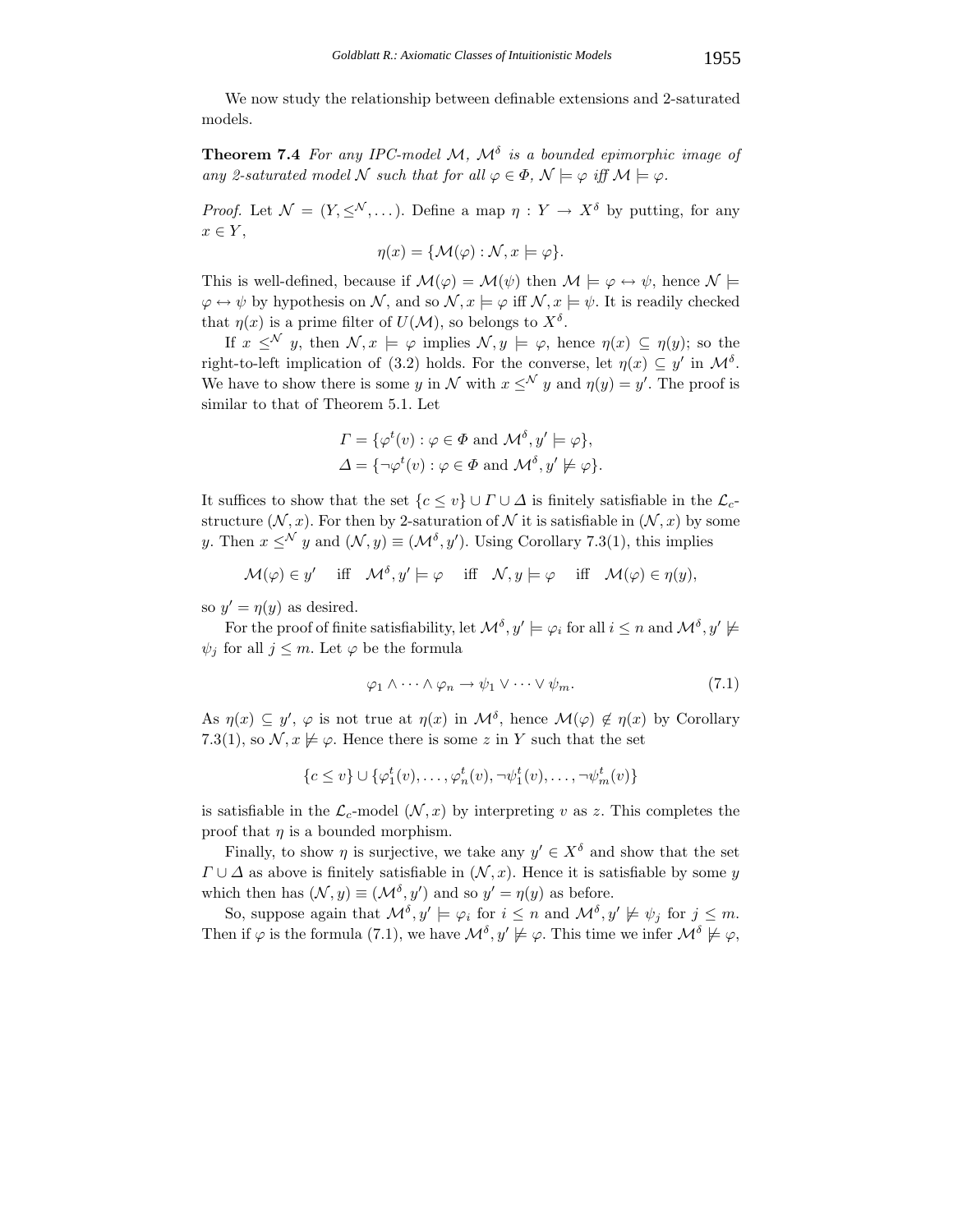We now study the relationship between definable extensions and 2-saturated models.

**Theorem 7.4** *For any IPC-model $\mathcal{M}$, $\mathcal{M}^\delta$ is a bounded epimorphic image of any 2-saturated model $\mathcal{N}$ such that for all $\varphi \in \Phi$, $\mathcal{N} \models \varphi$ iff $\mathcal{M} \models \varphi$.*

*Proof.* Let $\mathcal{N} = (Y, \leq^{\mathcal{N}}, \dots)$. Define a map $\eta : Y \to X^\delta$ by putting, for any $x \in Y$,

$$\eta(x) = \{\mathcal{M}(\varphi) : \mathcal{N}, x \models \varphi\}.$$

This is well-defined, because if $\mathcal{M}(\varphi) = \mathcal{M}(\psi)$ then $\mathcal{M} \models \varphi \leftrightarrow \psi$, hence $\mathcal{N} \models \varphi \leftrightarrow \psi$ by hypothesis on $\mathcal{N}$, and so $\mathcal{N}, x \models \varphi$ iff $\mathcal{N}, x \models \psi$. It is readily checked that $\eta(x)$ is a prime filter of $U(\mathcal{M})$, so belongs to $X^\delta$.

If $x \leq^{\mathcal{N}} y$, then $\mathcal{N}, x \models \varphi$ implies $\mathcal{N}, y \models \varphi$, hence $\eta(x) \subseteq \eta(y)$; so the right-to-left implication of (3.2) holds. For the converse, let $\eta(x) \subseteq y'$ in $\mathcal{M}^\delta$. We have to show there is some $y$ in $\mathcal{N}$ with $x \leq^{\mathcal{N}} y$ and $\eta(y) = y'$. The proof is similar to that of Theorem 5.1. Let

$$\Gamma = \{\varphi^t(v) : \varphi \in \Phi \text{ and } \mathcal{M}^\delta, y' \models \varphi\},$$
$$\Delta = \{\neg\varphi^t(v) : \varphi \in \Phi \text{ and } \mathcal{M}^\delta, y' \not\models \varphi\}.$$

It suffices to show that the set $\{c \leq v\} \cup \Gamma \cup \Delta$ is finitely satisfiable in the $\mathcal{L}_c$-structure $(\mathcal{N}, x)$. For then by 2-saturation of $\mathcal{N}$ it is satisfiable in $(\mathcal{N}, x)$ by some $y$. Then $x \leq^{\mathcal{N}} y$ and $(\mathcal{N}, y) \equiv (\mathcal{M}^\delta, y')$. Using Corollary 7.3(1), this implies

$$\mathcal{M}(\varphi) \in y' \quad \text{iff} \quad \mathcal{M}^\delta, y' \models \varphi \quad \text{iff} \quad \mathcal{N}, y \models \varphi \quad \text{iff} \quad \mathcal{M}(\varphi) \in \eta(y),$$

so $y' = \eta(y)$ as desired.

For the proof of finite satisfiability, let $\mathcal{M}^\delta, y' \models \varphi_i$ for all $i \leq n$ and $\mathcal{M}^\delta, y' \not\models \psi_j$ for all $j \leq m$. Let $\varphi$ be the formula

$$\varphi_1 \wedge \cdots \wedge \varphi_n \to \psi_1 \vee \cdots \vee \psi_m. \tag{7.1}$$

As $\eta(x) \subseteq y'$, $\varphi$ is not true at $\eta(x)$ in $\mathcal{M}^\delta$, hence $\mathcal{M}(\varphi) \notin \eta(x)$ by Corollary 7.3(1), so $\mathcal{N}, x \not\models \varphi$. Hence there is some $z$ in $Y$ such that the set

$$\{c \leq v\} \cup \{\varphi_1^t(v), \dots, \varphi_n^t(v), \neg\psi_1^t(v), \dots, \neg\psi_m^t(v)\}$$

is satisfiable in the $\mathcal{L}_c$-model $(\mathcal{N}, x)$ by interpreting $v$ as $z$. This completes the proof that $\eta$ is a bounded morphism.

Finally, to show $\eta$ is surjective, we take any $y' \in X^\delta$ and show that the set $\Gamma \cup \Delta$ as above is finitely satisfiable in $(\mathcal{N}, x)$. Hence it is satisfiable by some $y$ which then has $(\mathcal{N}, y) \equiv (\mathcal{M}^\delta, y')$ and so $y' = \eta(y)$ as before.

So, suppose again that $\mathcal{M}^\delta, y' \models \varphi_i$ for $i \leq n$ and $\mathcal{M}^\delta, y' \not\models \psi_j$ for $j \leq m$. Then if $\varphi$ is the formula (7.1), we have $\mathcal{M}^\delta, y' \not\models \varphi$. This time we infer $\mathcal{M}^\delta \not\models \varphi$,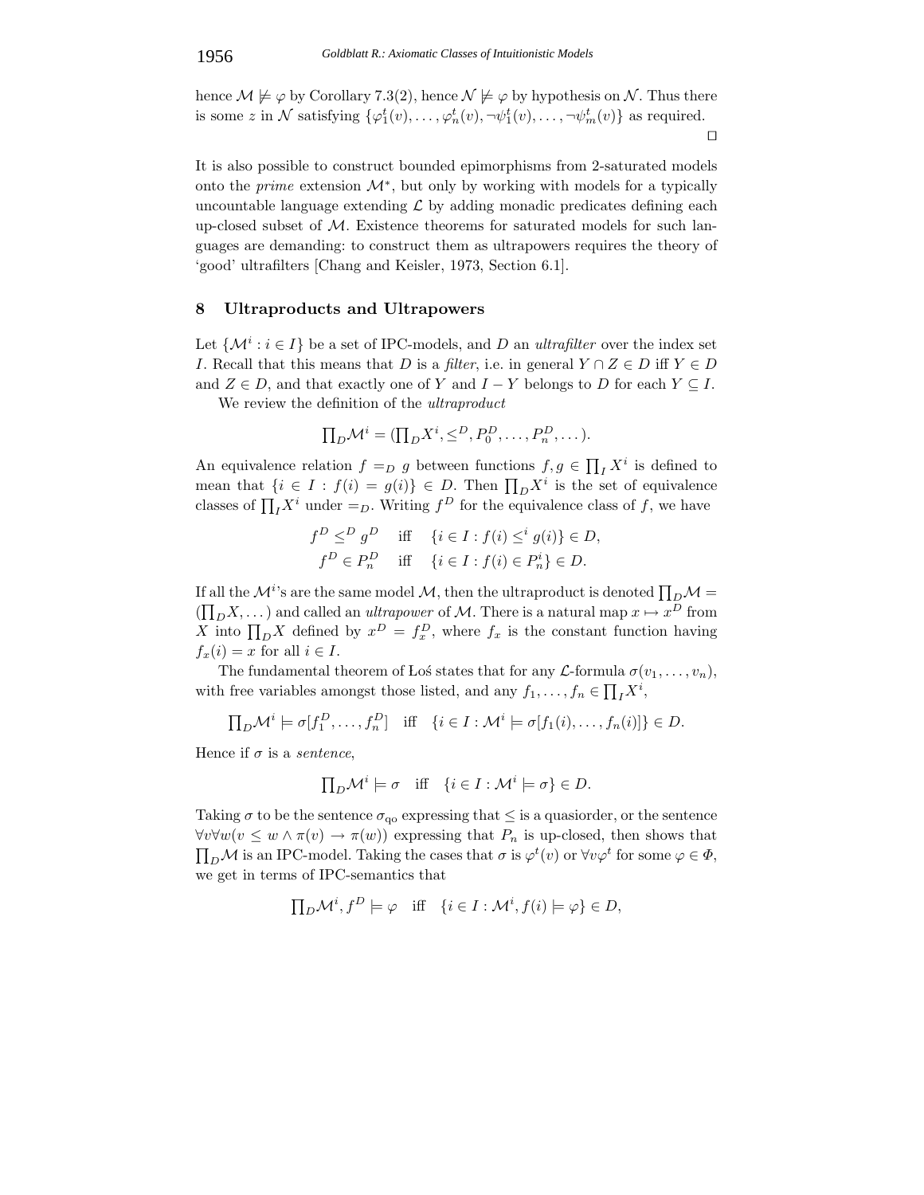hence $\mathcal{M} \not\models \varphi$ by Corollary 7.3(2), hence $\mathcal{N} \not\models \varphi$ by hypothesis on $\mathcal{N}$. Thus there is some $z$ in $\mathcal{N}$ satisfying $\{\varphi_1^t(v), \dots, \varphi_n^t(v), \neg\psi_1^t(v), \dots, \neg\psi_m^t(v)\}$ as required.
□

It is also possible to construct bounded epimorphisms from 2-saturated models onto the *prime* extension $\mathcal{M}^*$, but only by working with models for a typically uncountable language extending $\mathcal{L}$ by adding monadic predicates defining each up-closed subset of $\mathcal{M}$. Existence theorems for saturated models for such languages are demanding: to construct them as ultrapowers requires the theory of 'good' ultrafilters [Chang and Keisler, 1973, Section 6.1].

## 8 Ultraproducts and Ultrapowers

Let $\{\mathcal{M}^i : i \in I\}$ be a set of IPC-models, and $D$ an *ultrafilter* over the index set $I$. Recall that this means that $D$ is a *filter*, i.e. in general $Y \cap Z \in D$ iff $Y \in D$ and $Z \in D$, and that exactly one of $Y$ and $I - Y$ belongs to $D$ for each $Y \subseteq I$.

We review the definition of the *ultraproduct*

$$\textstyle\prod_D \mathcal{M}^i = (\prod_D X^i, \leq^D, P_0^D, \dots, P_n^D, \dots).$$

An equivalence relation $f =_D g$ between functions $f, g \in \prod_I X^i$ is defined to mean that $\{i \in I : f(i) = g(i)\} \in D$. Then $\prod_D X^i$ is the set of equivalence classes of $\prod_I X^i$ under $=_D$. Writing $f^D$ for the equivalence class of $f$, we have

$$\begin{aligned} f^D \leq^D g^D \quad &\text{iff} \quad \{i \in I : f(i) \leq^i g(i)\} \in D, \\ f^D \in P_n^D \quad &\text{iff} \quad \{i \in I : f(i) \in P_n^i\} \in D. \end{aligned}$$

If all the $\mathcal{M}^i$'s are the same model $\mathcal{M}$, then the ultraproduct is denoted $\prod_D \mathcal{M} = (\prod_D X, \dots)$ and called an *ultrapower* of $\mathcal{M}$. There is a natural map $x \mapsto x^D$ from $X$ into $\prod_D X$ defined by $x^D = f_x^D$, where $f_x$ is the constant function having $f_x(i) = x$ for all $i \in I$.

The fundamental theorem of Łoś states that for any $\mathcal{L}$-formula $\sigma(v_1, \dots, v_n)$, with free variables amongst those listed, and any $f_1, \dots, f_n \in \prod_I X^i$,

$$\textstyle\prod_D \mathcal{M}^i \models \sigma[f_1^D, \dots, f_n^D] \quad \text{iff} \quad \{i \in I : \mathcal{M}^i \models \sigma[f_1(i), \dots, f_n(i)]\} \in D.$$

Hence if $\sigma$ is a *sentence*,

$$\textstyle\prod_D \mathcal{M}^i \models \sigma \quad \text{iff} \quad \{i \in I : \mathcal{M}^i \models \sigma\} \in D.$$

Taking $\sigma$ to be the sentence $\sigma_{\text{qo}}$ expressing that $\leq$ is a quasiorder, or the sentence $\forall v \forall w (v \leq w \wedge \pi(v) \to \pi(w))$ expressing that $P_n$ is up-closed, then shows that $\prod_D \mathcal{M}$ is an IPC-model. Taking the cases that $\sigma$ is $\varphi^t(v)$ or $\forall v \varphi^t$ for some $\varphi \in \Phi$, we get in terms of IPC-semantics that

$$\textstyle\prod_D \mathcal{M}^i, f^D \models \varphi \quad \text{iff} \quad \{i \in I : \mathcal{M}^i, f(i) \models \varphi\} \in D,$$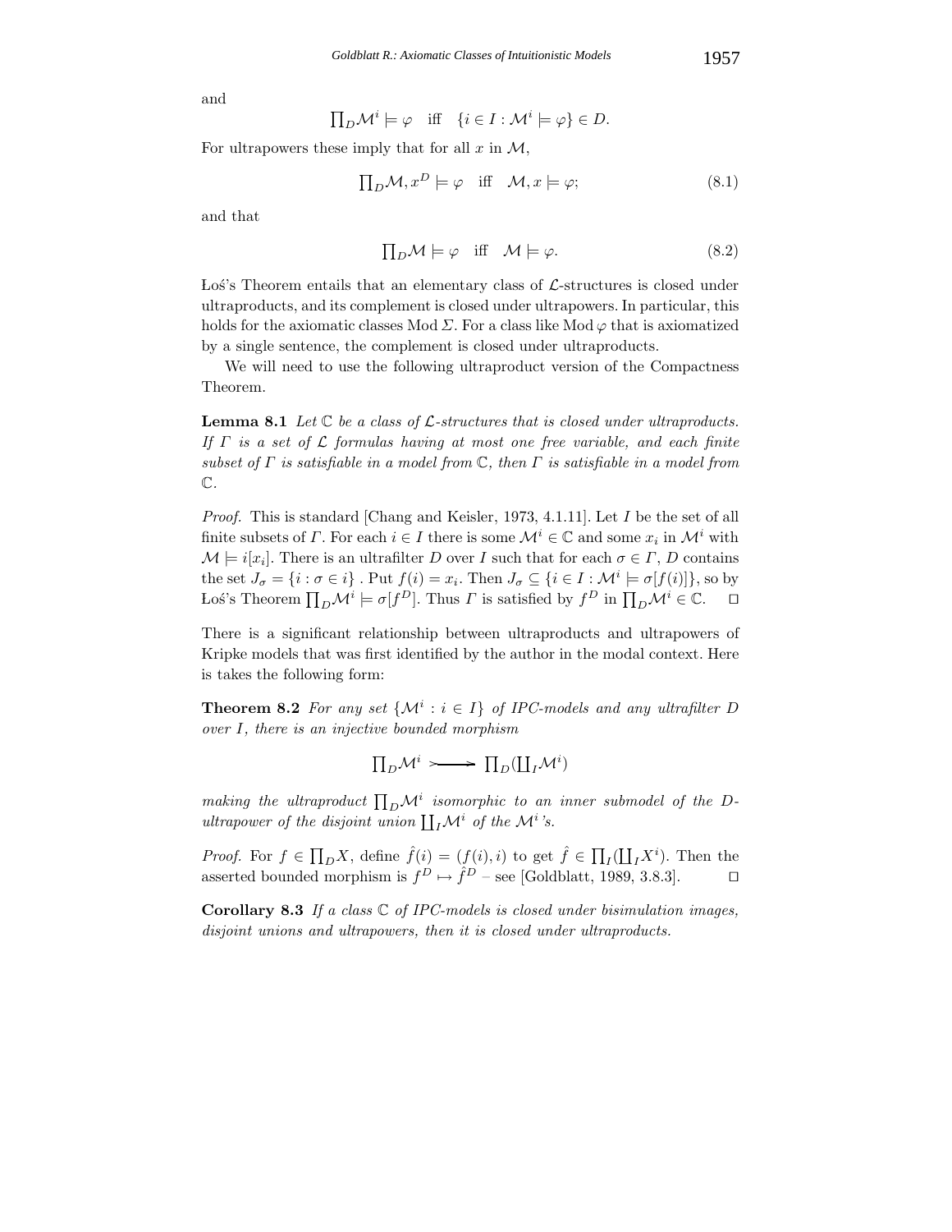and

$$\prod_D \mathcal{M}^i \models \varphi \quad \text{iff} \quad \{i \in I : \mathcal{M}^i \models \varphi\} \in D.$$

For ultrapowers these imply that for all $x$ in $\mathcal{M}$,

$$\prod_D \mathcal{M}, x^D \models \varphi \quad \text{iff} \quad \mathcal{M}, x \models \varphi; \tag{8.1}$$

and that

$$\prod_D \mathcal{M} \models \varphi \quad \text{iff} \quad \mathcal{M} \models \varphi. \tag{8.2}$$

Łoś's Theorem entails that an elementary class of $\mathcal{L}$-structures is closed under ultraproducts, and its complement is closed under ultrapowers. In particular, this holds for the axiomatic classes $\mathrm{Mod}\,\Sigma$. For a class like $\mathrm{Mod}\,\varphi$ that is axiomatized by a single sentence, the complement is closed under ultraproducts.

We will need to use the following ultraproduct version of the Compactness Theorem.

**Lemma 8.1** *Let $\mathbb{C}$ be a class of $\mathcal{L}$-structures that is closed under ultraproducts. If $\Gamma$ is a set of $\mathcal{L}$ formulas having at most one free variable, and each finite subset of $\Gamma$ is satisfiable in a model from $\mathbb{C}$, then $\Gamma$ is satisfiable in a model from $\mathbb{C}$.*

*Proof.* This is standard [Chang and Keisler, 1973, 4.1.11]. Let $I$ be the set of all finite subsets of $\Gamma$. For each $i \in I$ there is some $\mathcal{M}^i \in \mathbb{C}$ and some $x_i$ in $\mathcal{M}^i$ with $\mathcal{M} \models i[x_i]$. There is an ultrafilter $D$ over $I$ such that for each $\sigma \in \Gamma$, $D$ contains the set $J_\sigma = \{i : \sigma \in i\}$ . Put $f(i) = x_i$. Then $J_\sigma \subseteq \{i \in I : \mathcal{M}^i \models \sigma[f(i)]\}$, so by Łoś's Theorem $\prod_D \mathcal{M}^i \models \sigma[f^D]$. Thus $\Gamma$ is satisfied by $f^D$ in $\prod_D \mathcal{M}^i \in \mathbb{C}$. ◻

There is a significant relationship between ultraproducts and ultrapowers of Kripke models that was first identified by the author in the modal context. Here is takes the following form:

**Theorem 8.2** *For any set $\{\mathcal{M}^i : i \in I\}$ of IPC-models and any ultrafilter $D$ over $I$, there is an injective bounded morphism*

$$\prod_D \mathcal{M}^i \rightarrowtail \prod_D (\coprod_I \mathcal{M}^i)$$

*making the ultraproduct $\prod_D \mathcal{M}^i$ isomorphic to an inner submodel of the $D$-ultrapower of the disjoint union $\coprod_I \mathcal{M}^i$ of the $\mathcal{M}^i$'s.*

*Proof.* For $f \in \prod_D X$, define $\hat{f}(i) = (f(i), i)$ to get $\hat{f} \in \prod_I (\coprod_I X^i)$. Then the asserted bounded morphism is $f^D \mapsto \hat{f}^D$ – see [Goldblatt, 1989, 3.8.3]. ◻

**Corollary 8.3** *If a class $\mathbb{C}$ of IPC-models is closed under bisimulation images, disjoint unions and ultrapowers, then it is closed under ultraproducts.*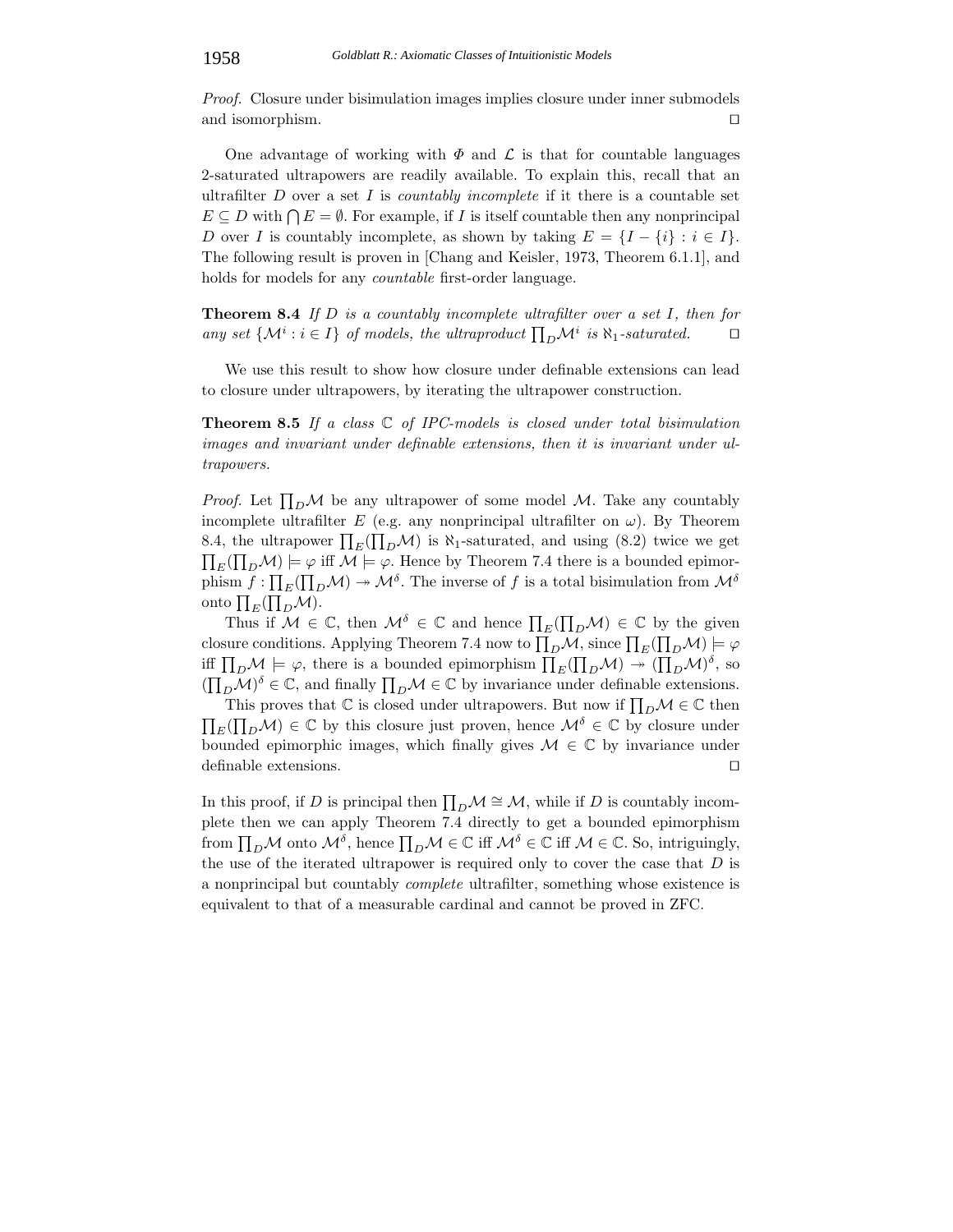*Proof.* Closure under bisimulation images implies closure under inner submodels and isomorphism. ☐

One advantage of working with $\Phi$ and $\mathcal{L}$ is that for countable languages 2-saturated ultrapowers are readily available. To explain this, recall that an ultrafilter $D$ over a set $I$ is *countably incomplete* if there is a countable set $E \subseteq D$ with $\bigcap E = \emptyset$. For example, if $I$ is itself countable then any nonprincipal $D$ over $I$ is countably incomplete, as shown by taking $E = \{I - \{i\} : i \in I\}$. The following result is proven in [Chang and Keisler, 1973, Theorem 6.1.1], and holds for models for any *countable* first-order language.

**Theorem 8.4** *If $D$ is a countably incomplete ultrafilter over a set $I$, then for any set $\{\mathcal{M}^i : i \in I\}$ of models, the ultraproduct $\prod_D \mathcal{M}^i$ is $\aleph_1$-saturated.* ☐

We use this result to show how closure under definable extensions can lead to closure under ultrapowers, by iterating the ultrapower construction.

**Theorem 8.5** *If a class $\mathbb{C}$ of IPC-models is closed under total bisimulation images and invariant under definable extensions, then it is invariant under ultrapowers.*

*Proof.* Let $\prod_D \mathcal{M}$ be any ultrapower of some model $\mathcal{M}$. Take any countably incomplete ultrafilter $E$ (e.g. any nonprincipal ultrafilter on $\omega$). By Theorem 8.4, the ultrapower $\prod_E(\prod_D \mathcal{M})$ is $\aleph_1$-saturated, and using (8.2) twice we get $\prod_E(\prod_D \mathcal{M}) \models \varphi$ iff $\mathcal{M} \models \varphi$. Hence by Theorem 7.4 there is a bounded epimorphism $f : \prod_E(\prod_D \mathcal{M}) \twoheadrightarrow \mathcal{M}^\delta$. The inverse of $f$ is a total bisimulation from $\mathcal{M}^\delta$ onto $\prod_E(\prod_D \mathcal{M})$.

Thus if $\mathcal{M} \in \mathbb{C}$, then $\mathcal{M}^\delta \in \mathbb{C}$ and hence $\prod_E(\prod_D \mathcal{M}) \in \mathbb{C}$ by the given closure conditions. Applying Theorem 7.4 now to $\prod_D \mathcal{M}$, since $\prod_E(\prod_D \mathcal{M}) \models \varphi$ iff $\prod_D \mathcal{M} \models \varphi$, there is a bounded epimorphism $\prod_E(\prod_D \mathcal{M}) \twoheadrightarrow (\prod_D \mathcal{M})^\delta$, so $(\prod_D \mathcal{M})^\delta \in \mathbb{C}$, and finally $\prod_D \mathcal{M} \in \mathbb{C}$ by invariance under definable extensions.

This proves that $\mathbb{C}$ is closed under ultrapowers. But now if $\prod_D \mathcal{M} \in \mathbb{C}$ then $\prod_E(\prod_D \mathcal{M}) \in \mathbb{C}$ by this closure just proven, hence $\mathcal{M}^\delta \in \mathbb{C}$ by closure under bounded epimorphic images, which finally gives $\mathcal{M} \in \mathbb{C}$ by invariance under definable extensions. ☐

In this proof, if $D$ is principal then $\prod_D \mathcal{M} \cong \mathcal{M}$, while if $D$ is countably incomplete then we can apply Theorem 7.4 directly to get a bounded epimorphism from $\prod_D \mathcal{M}$ onto $\mathcal{M}^\delta$, hence $\prod_D \mathcal{M} \in \mathbb{C}$ iff $\mathcal{M}^\delta \in \mathbb{C}$ iff $\mathcal{M} \in \mathbb{C}$. So, intriguingly, the use of the iterated ultrapower is required only to cover the case that $D$ is a nonprincipal but countably *complete* ultrafilter, something whose existence is equivalent to that of a measurable cardinal and cannot be proved in ZFC.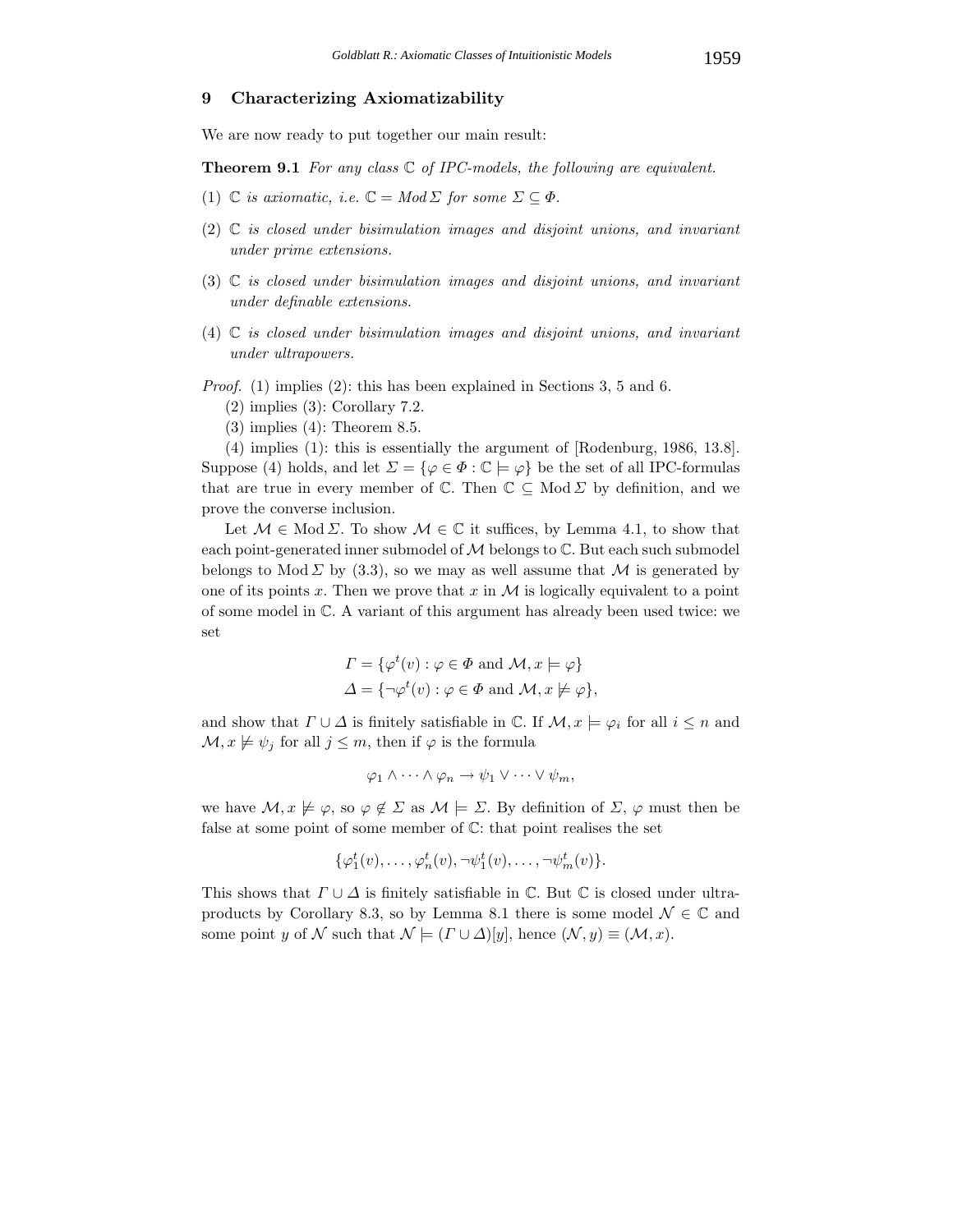## 9 Characterizing Axiomatizability

We are now ready to put together our main result:

**Theorem 9.1** *For any class $\mathbb{C}$ of IPC-models, the following are equivalent.*

(1) *$\mathbb{C}$ is axiomatic, i.e. $\mathbb{C} = Mod\,\Sigma$ for some $\Sigma \subseteq \Phi$.*

(2) *$\mathbb{C}$ is closed under bisimulation images and disjoint unions, and invariant under prime extensions.*

(3) *$\mathbb{C}$ is closed under bisimulation images and disjoint unions, and invariant under definable extensions.*

(4) *$\mathbb{C}$ is closed under bisimulation images and disjoint unions, and invariant under ultrapowers.*

*Proof.* (1) implies (2): this has been explained in Sections 3, 5 and 6.

(2) implies (3): Corollary 7.2.

(3) implies (4): Theorem 8.5.

(4) implies (1): this is essentially the argument of [Rodenburg, 1986, 13.8]. Suppose (4) holds, and let $\Sigma = \{\varphi \in \Phi : \mathbb{C} \models \varphi\}$ be the set of all IPC-formulas that are true in every member of $\mathbb{C}$. Then $\mathbb{C} \subseteq \mathrm{Mod}\,\Sigma$ by definition, and we prove the converse inclusion.

Let $\mathcal{M} \in \mathrm{Mod}\,\Sigma$. To show $\mathcal{M} \in \mathbb{C}$ it suffices, by Lemma 4.1, to show that each point-generated inner submodel of $\mathcal{M}$ belongs to $\mathbb{C}$. But each such submodel belongs to $\mathrm{Mod}\,\Sigma$ by (3.3), so we may as well assume that $\mathcal{M}$ is generated by one of its points $x$. Then we prove that $x$ in $\mathcal{M}$ is logically equivalent to a point of some model in $\mathbb{C}$. A variant of this argument has already been used twice: we set

$$\Gamma = \{\varphi^t(v) : \varphi \in \Phi \text{ and } \mathcal{M}, x \models \varphi\}$$
$$\Delta = \{\neg\varphi^t(v) : \varphi \in \Phi \text{ and } \mathcal{M}, x \not\models \varphi\},$$

and show that $\Gamma \cup \Delta$ is finitely satisfiable in $\mathbb{C}$. If $\mathcal{M}, x \models \varphi_i$ for all $i \leq n$ and $\mathcal{M}, x \not\models \psi_j$ for all $j \leq m$, then if $\varphi$ is the formula

$$\varphi_1 \wedge \cdots \wedge \varphi_n \to \psi_1 \vee \cdots \vee \psi_m,$$

we have $\mathcal{M}, x \not\models \varphi$, so $\varphi \notin \Sigma$ as $\mathcal{M} \models \Sigma$. By definition of $\Sigma$, $\varphi$ must then be false at some point of some member of $\mathbb{C}$: that point realises the set

$$\{\varphi_1^t(v), \ldots, \varphi_n^t(v), \neg\psi_1^t(v), \ldots, \neg\psi_m^t(v)\}.$$

This shows that $\Gamma \cup \Delta$ is finitely satisfiable in $\mathbb{C}$. But $\mathbb{C}$ is closed under ultraproducts by Corollary 8.3, so by Lemma 8.1 there is some model $\mathcal{N} \in \mathbb{C}$ and some point $y$ of $\mathcal{N}$ such that $\mathcal{N} \models (\Gamma \cup \Delta)[y]$, hence $(\mathcal{N}, y) \equiv (\mathcal{M}, x)$.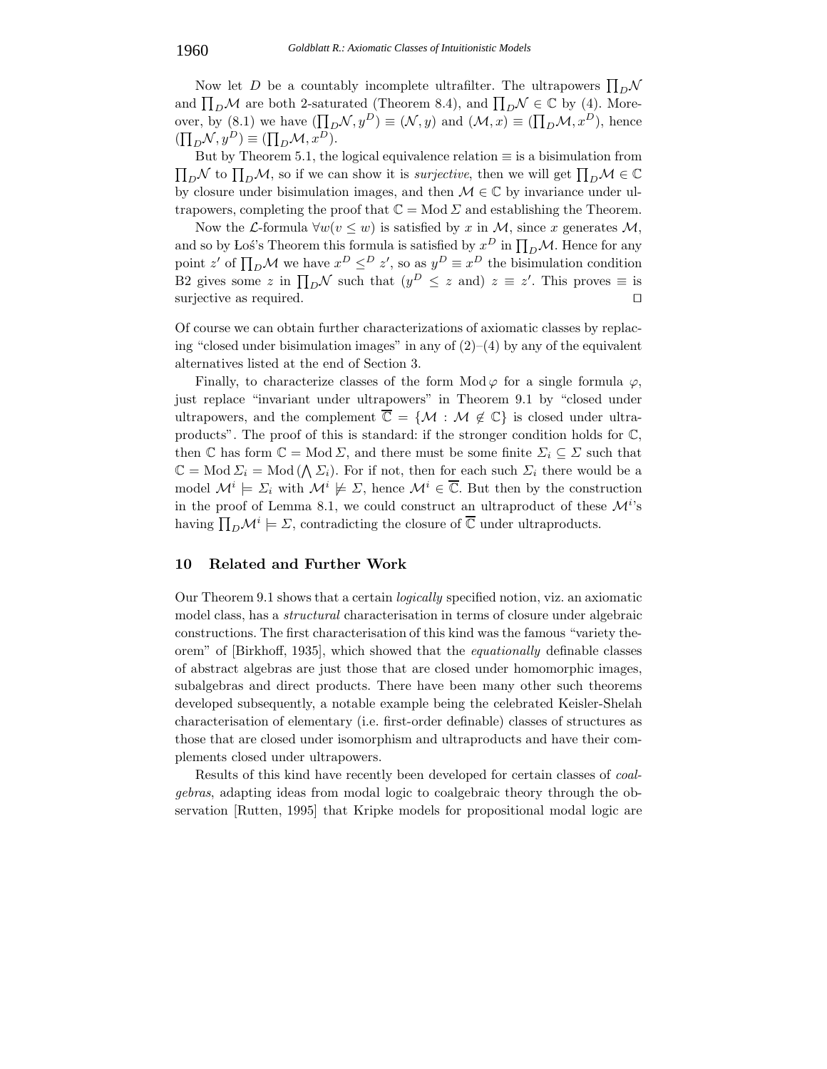Now let $D$ be a countably incomplete ultrafilter. The ultrapowers $\prod_D \mathcal{N}$ and $\prod_D \mathcal{M}$ are both 2-saturated (Theorem 8.4), and $\prod_D \mathcal{N} \in \mathbb{C}$ by (4). Moreover, by (8.1) we have $(\prod_D \mathcal{N}, y^D) \equiv (\mathcal{N}, y)$ and $(\mathcal{M}, x) \equiv (\prod_D \mathcal{M}, x^D)$, hence $(\prod_D \mathcal{N}, y^D) \equiv (\prod_D \mathcal{M}, x^D)$.

But by Theorem 5.1, the logical equivalence relation $\equiv$ is a bisimulation from $\prod_D \mathcal{N}$ to $\prod_D \mathcal{M}$, so if we can show it is *surjective*, then we will get $\prod_D \mathcal{M} \in \mathbb{C}$ by closure under bisimulation images, and then $\mathcal{M} \in \mathbb{C}$ by invariance under ultrapowers, completing the proof that $\mathbb{C} = \mathrm{Mod}\,\Sigma$ and establishing the Theorem.

Now the $\mathcal{L}$-formula $\forall w(v \leq w)$ is satisfied by $x$ in $\mathcal{M}$, since $x$ generates $\mathcal{M}$, and so by Łoś's Theorem this formula is satisfied by $x^D$ in $\prod_D \mathcal{M}$. Hence for any point $z'$ of $\prod_D \mathcal{M}$ we have $x^D \leq^D z'$, so as $y^D \equiv x^D$ the bisimulation condition B2 gives some $z$ in $\prod_D \mathcal{N}$ such that ($y^D \leq z$ and) $z \equiv z'$. This proves $\equiv$ is surjective as required. ◻

Of course we can obtain further characterizations of axiomatic classes by replacing "closed under bisimulation images" in any of (2)–(4) by any of the equivalent alternatives listed at the end of Section 3.

Finally, to characterize classes of the form $\mathrm{Mod}\,\varphi$ for a single formula $\varphi$, just replace "invariant under ultrapowers" in Theorem 9.1 by "closed under ultrapowers, and the complement $\overline{\mathbb{C}} = \{\mathcal{M} : \mathcal{M} \notin \mathbb{C}\}$ is closed under ultraproducts". The proof of this is standard: if the stronger condition holds for $\mathbb{C}$, then $\mathbb{C}$ has form $\mathbb{C} = \mathrm{Mod}\,\Sigma$, and there must be some finite $\Sigma_i \subseteq \Sigma$ such that $\mathbb{C} = \mathrm{Mod}\,\Sigma_i = \mathrm{Mod}\,(\bigwedge \Sigma_i)$. For if not, then for each such $\Sigma_i$ there would be a model $\mathcal{M}^i \models \Sigma_i$ with $\mathcal{M}^i \not\models \Sigma$, hence $\mathcal{M}^i \in \overline{\mathbb{C}}$. But then by the construction in the proof of Lemma 8.1, we could construct an ultraproduct of these $\mathcal{M}^i$'s having $\prod_D \mathcal{M}^i \models \Sigma$, contradicting the closure of $\overline{\mathbb{C}}$ under ultraproducts.

## 10 Related and Further Work

Our Theorem 9.1 shows that a certain *logically* specified notion, viz. an axiomatic model class, has a *structural* characterisation in terms of closure under algebraic constructions. The first characterisation of this kind was the famous "variety theorem" of [Birkhoff, 1935], which showed that the *equationally* definable classes of abstract algebras are just those that are closed under homomorphic images, subalgebras and direct products. There have been many other such theorems developed subsequently, a notable example being the celebrated Keisler-Shelah characterisation of elementary (i.e. first-order definable) classes of structures as those that are closed under isomorphism and ultraproducts and have their complements closed under ultrapowers.

Results of this kind have recently been developed for certain classes of *coalgebras*, adapting ideas from modal logic to coalgebraic theory through the observation [Rutten, 1995] that Kripke models for propositional modal logic are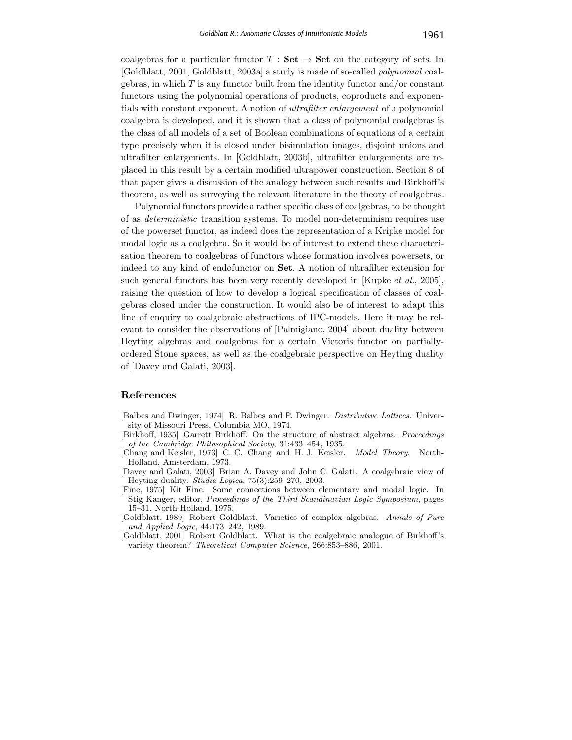coalgebras for a particular functor $T : \mathbf{Set} \to \mathbf{Set}$ on the category of sets. In [Goldblatt, 2001, Goldblatt, 2003a] a study is made of so-called *polynomial* coalgebras, in which $T$ is any functor built from the identity functor and/or constant functors using the polynomial operations of products, coproducts and exponentials with constant exponent. A notion of *ultrafilter enlargement* of a polynomial coalgebra is developed, and it is shown that a class of polynomial coalgebras is the class of all models of a set of Boolean combinations of equations of a certain type precisely when it is closed under bisimulation images, disjoint unions and ultrafilter enlargements. In [Goldblatt, 2003b], ultrafilter enlargements are replaced in this result by a certain modified ultrapower construction. Section 8 of that paper gives a discussion of the analogy between such results and Birkhoff's theorem, as well as surveying the relevant literature in the theory of coalgebras.

Polynomial functors provide a rather specific class of coalgebras, to be thought of as *deterministic* transition systems. To model non-determinism requires use of the powerset functor, as indeed does the representation of a Kripke model for modal logic as a coalgebra. So it would be of interest to extend these characterisation theorem to coalgebras of functors whose formation involves powersets, or indeed to any kind of endofunctor on **Set**. A notion of ultrafilter extension for such general functors has been very recently developed in [Kupke *et al.*, 2005], raising the question of how to develop a logical specification of classes of coalgebras closed under the construction. It would also be of interest to adapt this line of enquiry to coalgebraic abstractions of IPC-models. Here it may be relevant to consider the observations of [Palmigiano, 2004] about duality between Heyting algebras and coalgebras for a certain Vietoris functor on partially-ordered Stone spaces, as well as the coalgebraic perspective on Heyting duality of [Davey and Galati, 2003].

## References

[Balbes and Dwinger, 1974] R. Balbes and P. Dwinger. *Distributive Lattices*. University of Missouri Press, Columbia MO, 1974.

[Birkhoff, 1935] Garrett Birkhoff. On the structure of abstract algebras. *Proceedings of the Cambridge Philosophical Society*, 31:433–454, 1935.

[Chang and Keisler, 1973] C. C. Chang and H. J. Keisler. *Model Theory*. North-Holland, Amsterdam, 1973.

[Davey and Galati, 2003] Brian A. Davey and John C. Galati. A coalgebraic view of Heyting duality. *Studia Logica*, 75(3):259–270, 2003.

[Fine, 1975] Kit Fine. Some connections between elementary and modal logic. In Stig Kanger, editor, *Proceedings of the Third Scandinavian Logic Symposium*, pages 15–31. North-Holland, 1975.

[Goldblatt, 1989] Robert Goldblatt. Varieties of complex algebras. *Annals of Pure and Applied Logic*, 44:173–242, 1989.

[Goldblatt, 2001] Robert Goldblatt. What is the coalgebraic analogue of Birkhoff's variety theorem? *Theoretical Computer Science*, 266:853–886, 2001.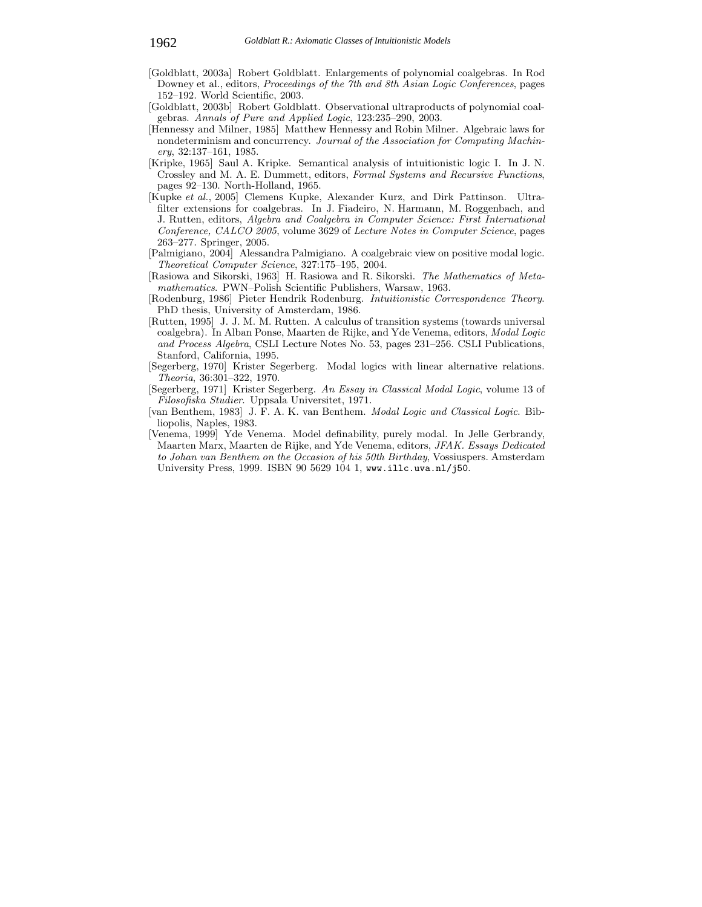[Goldblatt, 2003a] Robert Goldblatt. Enlargements of polynomial coalgebras. In Rod Downey et al., editors, *Proceedings of the 7th and 8th Asian Logic Conferences*, pages 152–192. World Scientific, 2003.

[Goldblatt, 2003b] Robert Goldblatt. Observational ultraproducts of polynomial coalgebras. *Annals of Pure and Applied Logic*, 123:235–290, 2003.

[Hennessy and Milner, 1985] Matthew Hennessy and Robin Milner. Algebraic laws for nondeterminism and concurrency. *Journal of the Association for Computing Machinery*, 32:137–161, 1985.

[Kripke, 1965] Saul A. Kripke. Semantical analysis of intuitionistic logic I. In J. N. Crossley and M. A. E. Dummett, editors, *Formal Systems and Recursive Functions*, pages 92–130. North-Holland, 1965.

[Kupke *et al.*, 2005] Clemens Kupke, Alexander Kurz, and Dirk Pattinson. Ultrafilter extensions for coalgebras. In J. Fiadeiro, N. Harmann, M. Roggenbach, and J. Rutten, editors, *Algebra and Coalgebra in Computer Science: First International Conference, CALCO 2005*, volume 3629 of *Lecture Notes in Computer Science*, pages 263–277. Springer, 2005.

[Palmigiano, 2004] Alessandra Palmigiano. A coalgebraic view on positive modal logic. *Theoretical Computer Science*, 327:175–195, 2004.

[Rasiowa and Sikorski, 1963] H. Rasiowa and R. Sikorski. *The Mathematics of Metamathematics*. PWN–Polish Scientific Publishers, Warsaw, 1963.

[Rodenburg, 1986] Pieter Hendrik Rodenburg. *Intuitionistic Correspondence Theory*. PhD thesis, University of Amsterdam, 1986.

[Rutten, 1995] J. J. M. M. Rutten. A calculus of transition systems (towards universal coalgebra). In Alban Ponse, Maarten de Rijke, and Yde Venema, editors, *Modal Logic and Process Algebra*, CSLI Lecture Notes No. 53, pages 231–256. CSLI Publications, Stanford, California, 1995.

[Segerberg, 1970] Krister Segerberg. Modal logics with linear alternative relations. *Theoria*, 36:301–322, 1970.

[Segerberg, 1971] Krister Segerberg. *An Essay in Classical Modal Logic*, volume 13 of *Filosofiska Studier*. Uppsala Universitet, 1971.

[van Benthem, 1983] J. F. A. K. van Benthem. *Modal Logic and Classical Logic*. Bibliopolis, Naples, 1983.

[Venema, 1999] Yde Venema. Model definability, purely modal. In Jelle Gerbrandy, Maarten Marx, Maarten de Rijke, and Yde Venema, editors, *JFAK. Essays Dedicated to Johan van Benthem on the Occasion of his 50th Birthday*, Vossiuspers. Amsterdam University Press, 1999. ISBN 90 5629 104 1, `www.illc.uva.nl/j50`.